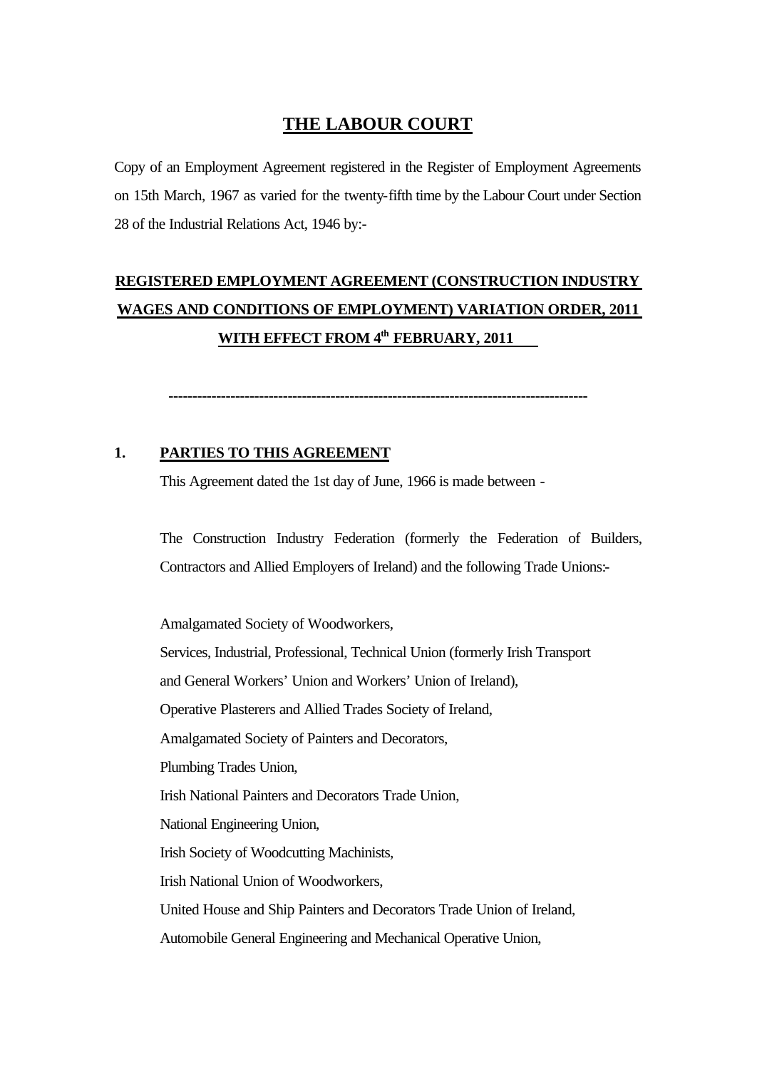# THE LABOUR COURT

Copy of an Employment Agreement registered in the Register of Employment Agreements on 15th March, 1967 as varied for the twenty-fifth time by the Labour Court under Section 28 of the Industrial Relations Act, 1946 by:-

## REGISTERED EMPLOYMENT AGREEMENT (CONSTRUCTION INDUSTRY WAGES AND CONDITIONS OF EMPLOYMENT) VARIATION ORDER, 2011 WITH EFFECT FROM 4th FEBRUARY, 2011

---

### 1. PARTIES TO THIS AGREEMENT

This Agreement dated the 1st day of June, 1966 is made between -

The Construction Industry Federation (formerly the Federation of Builders, Contractors and Allied Employers of Ireland) and the following Trade Unions:-

Amalgamated Society of Woodworkers,
Services, Industrial, Professional, Technical Union (formerly Irish Transport and General Workers' Union and Workers' Union of Ireland),
Operative Plasterers and Allied Trades Society of Ireland,
Amalgamated Society of Painters and Decorators,
Plumbing Trades Union,
Irish National Painters and Decorators Trade Union,
National Engineering Union,
Irish Society of Woodcutting Machinists,
Irish National Union of Woodworkers,
United House and Ship Painters and Decorators Trade Union of Ireland,
Automobile General Engineering and Mechanical Operative Union,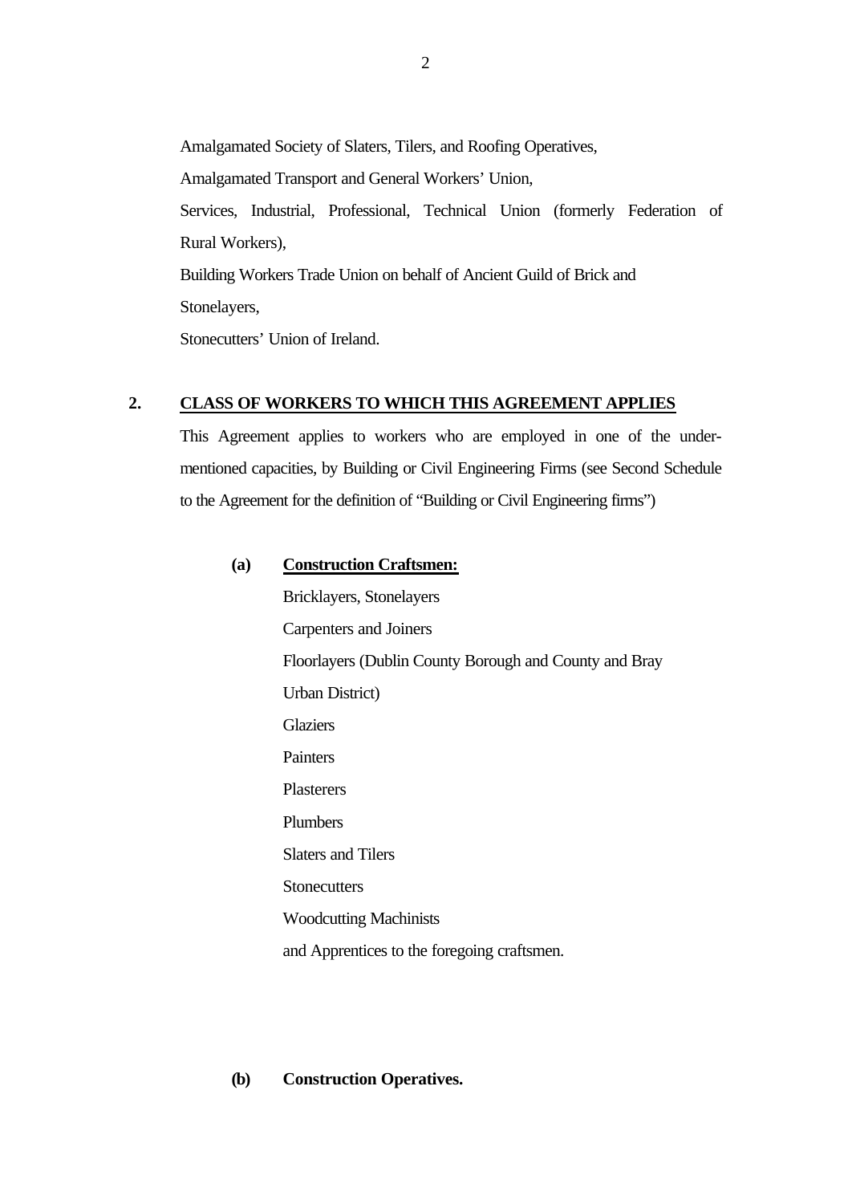Amalgamated Society of Slaters, Tilers, and Roofing Operatives,

Amalgamated Transport and General Workers' Union,

Services, Industrial, Professional, Technical Union (formerly Federation of Rural Workers),

Building Workers Trade Union on behalf of Ancient Guild of Brick and Stonelayers,

Stonecutters' Union of Ireland.

**2. CLASS OF WORKERS TO WHICH THIS AGREEMENT APPLIES**

This Agreement applies to workers who are employed in one of the undermentioned capacities, by Building or Civil Engineering Firms (see Second Schedule to the Agreement for the definition of "Building or Civil Engineering firms")

**(a) Construction Craftsmen:**

Bricklayers, Stonelayers

Carpenters and Joiners

Floorlayers (Dublin County Borough and County and Bray Urban District)

Glaziers

Painters

Plasterers

Plumbers

Slaters and Tilers

Stonecutters

Woodcutting Machinists

and Apprentices to the foregoing craftsmen.

**(b) Construction Operatives.**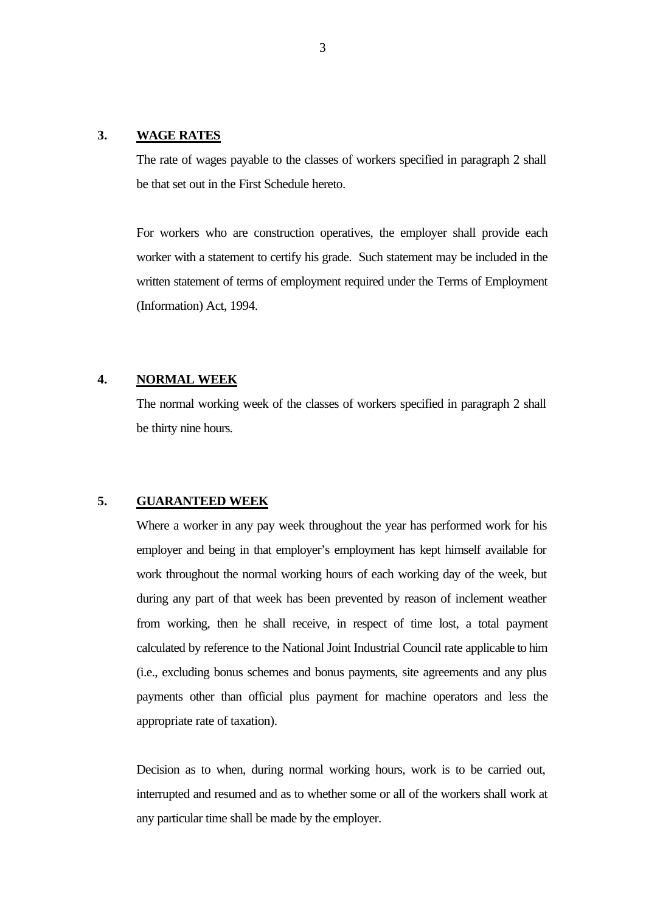## 3. WAGE RATES

The rate of wages payable to the classes of workers specified in paragraph 2 shall be that set out in the First Schedule hereto.

For workers who are construction operatives, the employer shall provide each worker with a statement to certify his grade. Such statement may be included in the written statement of terms of employment required under the Terms of Employment (Information) Act, 1994.

## 4. NORMAL WEEK

The normal working week of the classes of workers specified in paragraph 2 shall be thirty nine hours.

## 5. GUARANTEED WEEK

Where a worker in any pay week throughout the year has performed work for his employer and being in that employer's employment has kept himself available for work throughout the normal working hours of each working day of the week, but during any part of that week has been prevented by reason of inclement weather from working, then he shall receive, in respect of time lost, a total payment calculated by reference to the National Joint Industrial Council rate applicable to him (i.e., excluding bonus schemes and bonus payments, site agreements and any plus payments other than official plus payment for machine operators and less the appropriate rate of taxation).

Decision as to when, during normal working hours, work is to be carried out, interrupted and resumed and as to whether some or all of the workers shall work at any particular time shall be made by the employer.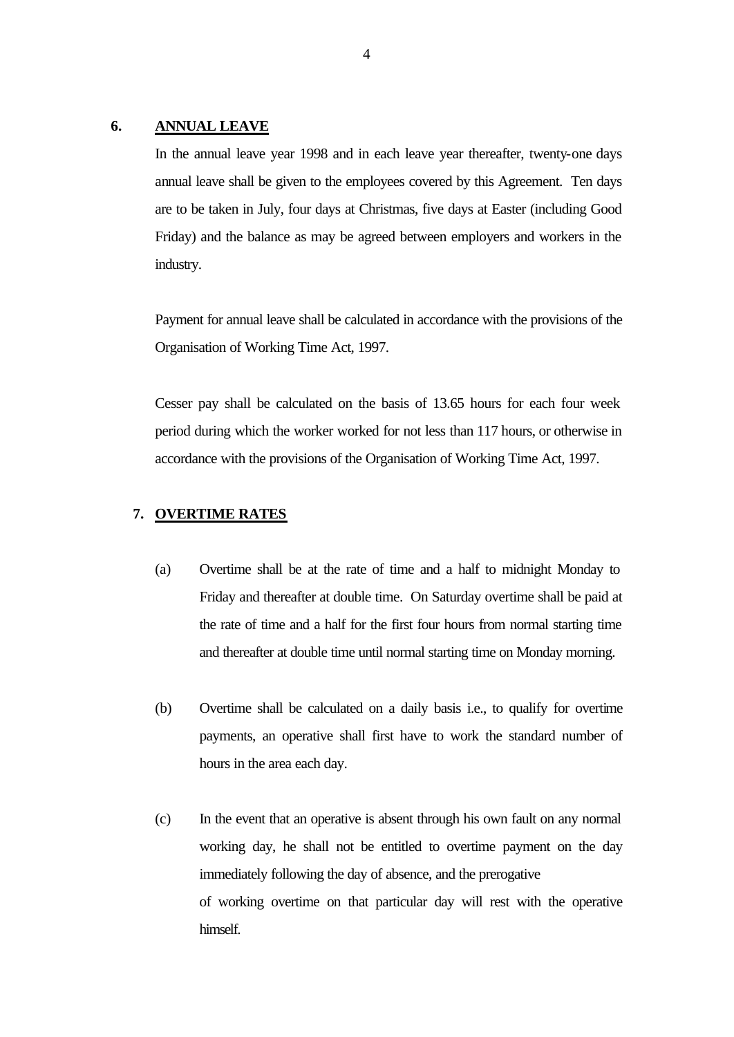## 6. ANNUAL LEAVE

In the annual leave year 1998 and in each leave year thereafter, twenty-one days annual leave shall be given to the employees covered by this Agreement. Ten days are to be taken in July, four days at Christmas, five days at Easter (including Good Friday) and the balance as may be agreed between employers and workers in the industry.

Payment for annual leave shall be calculated in accordance with the provisions of the Organisation of Working Time Act, 1997.

Cesser pay shall be calculated on the basis of 13.65 hours for each four week period during which the worker worked for not less than 117 hours, or otherwise in accordance with the provisions of the Organisation of Working Time Act, 1997.

## 7. OVERTIME RATES

(a) Overtime shall be at the rate of time and a half to midnight Monday to Friday and thereafter at double time. On Saturday overtime shall be paid at the rate of time and a half for the first four hours from normal starting time and thereafter at double time until normal starting time on Monday morning.

(b) Overtime shall be calculated on a daily basis i.e., to qualify for overtime payments, an operative shall first have to work the standard number of hours in the area each day.

(c) In the event that an operative is absent through his own fault on any normal working day, he shall not be entitled to overtime payment on the day immediately following the day of absence, and the prerogative of working overtime on that particular day will rest with the operative himself.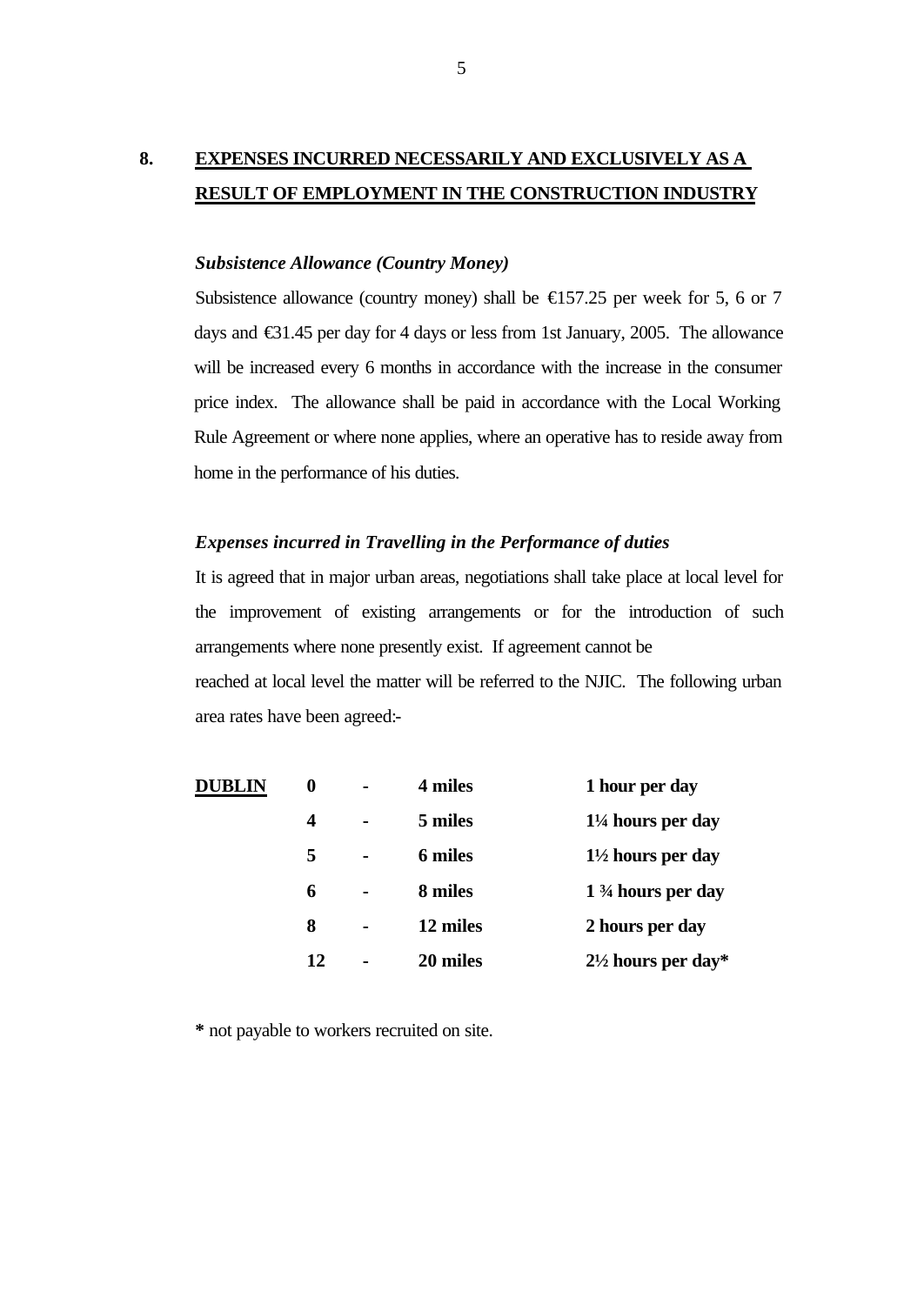## 8. EXPENSES INCURRED NECESSARILY AND EXCLUSIVELY AS A RESULT OF EMPLOYMENT IN THE CONSTRUCTION INDUSTRY

***Subsistence Allowance (Country Money)***

Subsistence allowance (country money) shall be €157.25 per week for 5, 6 or 7 days and €31.45 per day for 4 days or less from 1st January, 2005. The allowance will be increased every 6 months in accordance with the increase in the consumer price index. The allowance shall be paid in accordance with the Local Working Rule Agreement or where none applies, where an operative has to reside away from home in the performance of his duties.

***Expenses incurred in Travelling in the Performance of duties***

It is agreed that in major urban areas, negotiations shall take place at local level for the improvement of existing arrangements or for the introduction of such arrangements where none presently exist. If agreement cannot be reached at local level the matter will be referred to the NJIC. The following urban area rates have been agreed:-

| | | | | |
|---|---|---|---|---|
| **DUBLIN** | **0** | **-** | **4 miles** | **1 hour per day** |
| | **4** | **-** | **5 miles** | **1¼ hours per day** |
| | **5** | **-** | **6 miles** | **1½ hours per day** |
| | **6** | **-** | **8 miles** | **1 ¾ hours per day** |
| | **8** | **-** | **12 miles** | **2 hours per day** |
| | **12** | **-** | **20 miles** | **2½ hours per day*** |

**\*** not payable to workers recruited on site.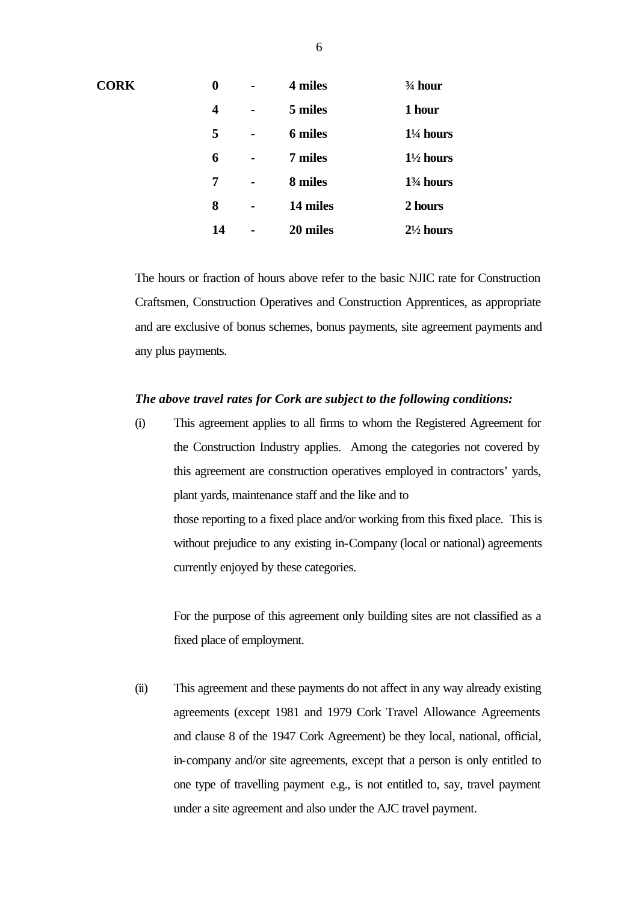| **CORK** | **0** | **-** | **4 miles** | **¾ hour** |
|---|---|---|---|---|
| | **4** | **-** | **5 miles** | **1 hour** |
| | **5** | **-** | **6 miles** | **1¼ hours** |
| | **6** | **-** | **7 miles** | **1½ hours** |
| | **7** | **-** | **8 miles** | **1¾ hours** |
| | **8** | **-** | **14 miles** | **2 hours** |
| | **14** | **-** | **20 miles** | **2½ hours** |

The hours or fraction of hours above refer to the basic NJIC rate for Construction Craftsmen, Construction Operatives and Construction Apprentices, as appropriate and are exclusive of bonus schemes, bonus payments, site agreement payments and any plus payments.

***The above travel rates for Cork are subject to the following conditions:***

(i) This agreement applies to all firms to whom the Registered Agreement for the Construction Industry applies. Among the categories not covered by this agreement are construction operatives employed in contractors' yards, plant yards, maintenance staff and the like and to those reporting to a fixed place and/or working from this fixed place. This is without prejudice to any existing in-Company (local or national) agreements currently enjoyed by these categories.

For the purpose of this agreement only building sites are not classified as a fixed place of employment.

(ii) This agreement and these payments do not affect in any way already existing agreements (except 1981 and 1979 Cork Travel Allowance Agreements and clause 8 of the 1947 Cork Agreement) be they local, national, official, in-company and/or site agreements, except that a person is only entitled to one type of travelling payment e.g., is not entitled to, say, travel payment under a site agreement and also under the AJC travel payment.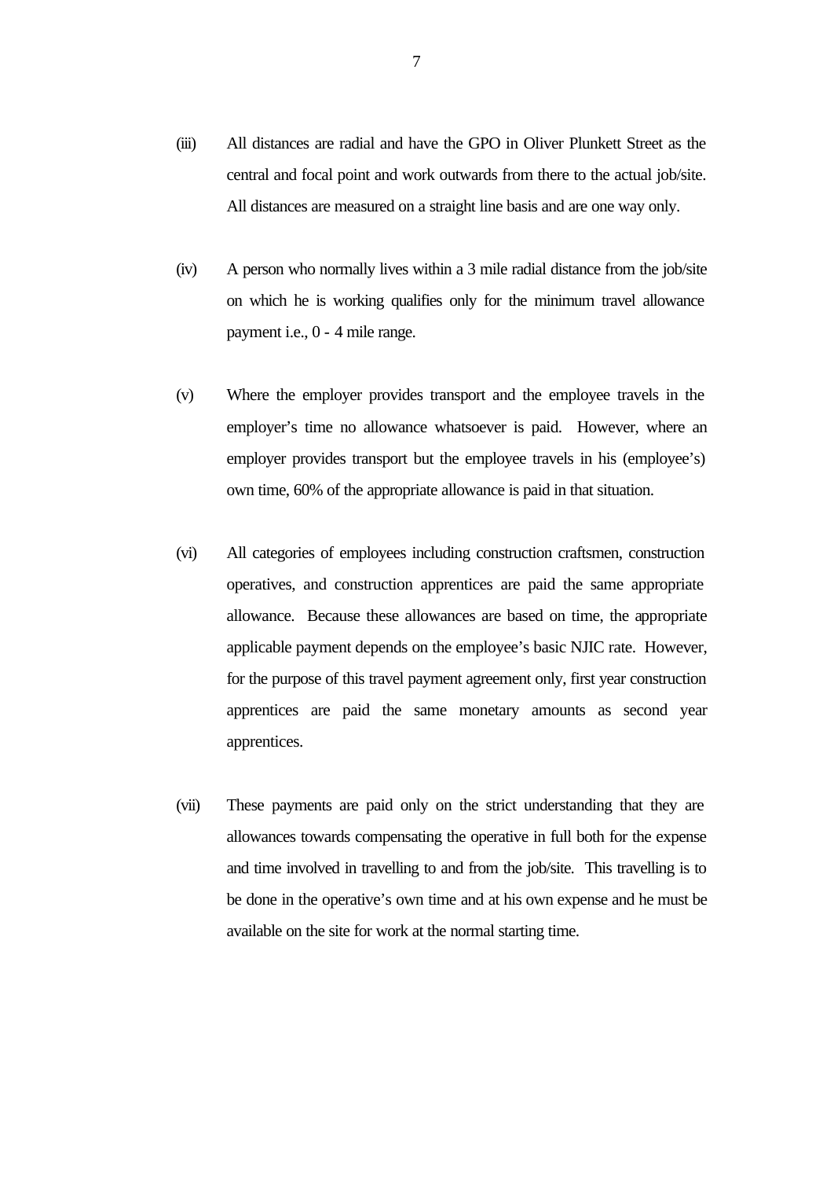(iii) All distances are radial and have the GPO in Oliver Plunkett Street as the central and focal point and work outwards from there to the actual job/site. All distances are measured on a straight line basis and are one way only.

(iv) A person who normally lives within a 3 mile radial distance from the job/site on which he is working qualifies only for the minimum travel allowance payment i.e., 0 - 4 mile range.

(v) Where the employer provides transport and the employee travels in the employer's time no allowance whatsoever is paid. However, where an employer provides transport but the employee travels in his (employee's) own time, 60% of the appropriate allowance is paid in that situation.

(vi) All categories of employees including construction craftsmen, construction operatives, and construction apprentices are paid the same appropriate allowance. Because these allowances are based on time, the appropriate applicable payment depends on the employee's basic NJIC rate. However, for the purpose of this travel payment agreement only, first year construction apprentices are paid the same monetary amounts as second year apprentices.

(vii) These payments are paid only on the strict understanding that they are allowances towards compensating the operative in full both for the expense and time involved in travelling to and from the job/site. This travelling is to be done in the operative's own time and at his own expense and he must be available on the site for work at the normal starting time.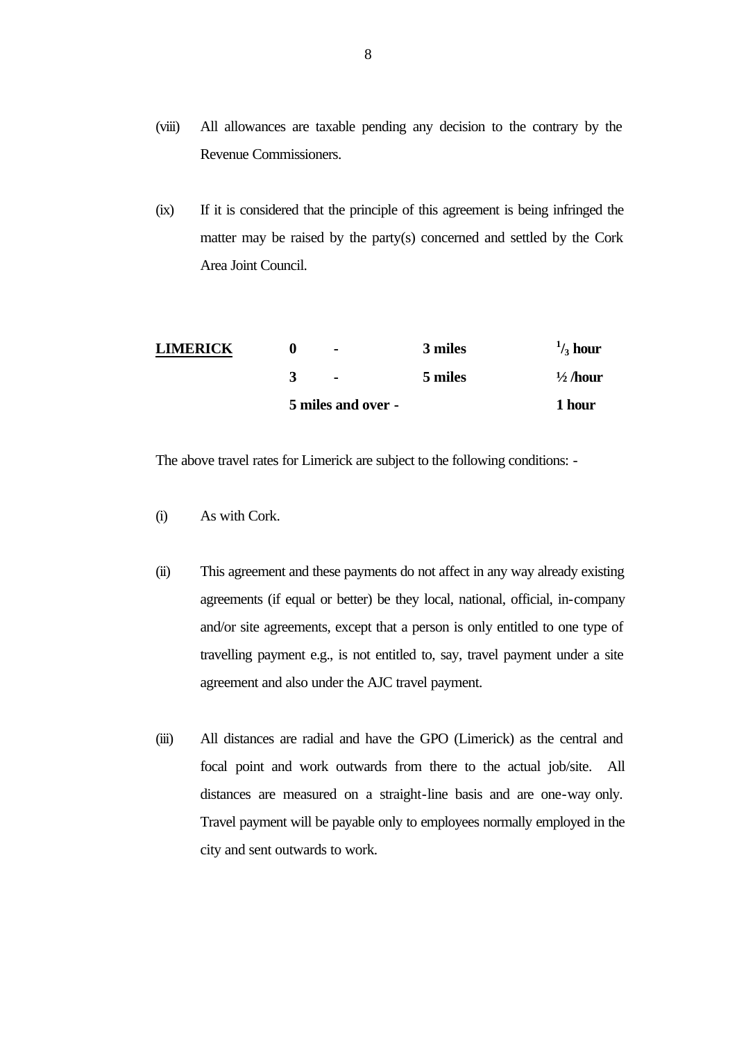(viii) All allowances are taxable pending any decision to the contrary by the Revenue Commissioners.

(ix) If it is considered that the principle of this agreement is being infringed the matter may be raised by the party(s) concerned and settled by the Cork Area Joint Council.

| **LIMERICK** | **0 - 3 miles** | **$^1/_3$ hour** |
|---|---|---|
| | **3 - 5 miles** | **½ /hour** |
| | **5 miles and over -** | **1 hour** |

The above travel rates for Limerick are subject to the following conditions: -

(i) As with Cork.

(ii) This agreement and these payments do not affect in any way already existing agreements (if equal or better) be they local, national, official, in-company and/or site agreements, except that a person is only entitled to one type of travelling payment e.g., is not entitled to, say, travel payment under a site agreement and also under the AJC travel payment.

(iii) All distances are radial and have the GPO (Limerick) as the central and focal point and work outwards from there to the actual job/site. All distances are measured on a straight-line basis and are one-way only. Travel payment will be payable only to employees normally employed in the city and sent outwards to work.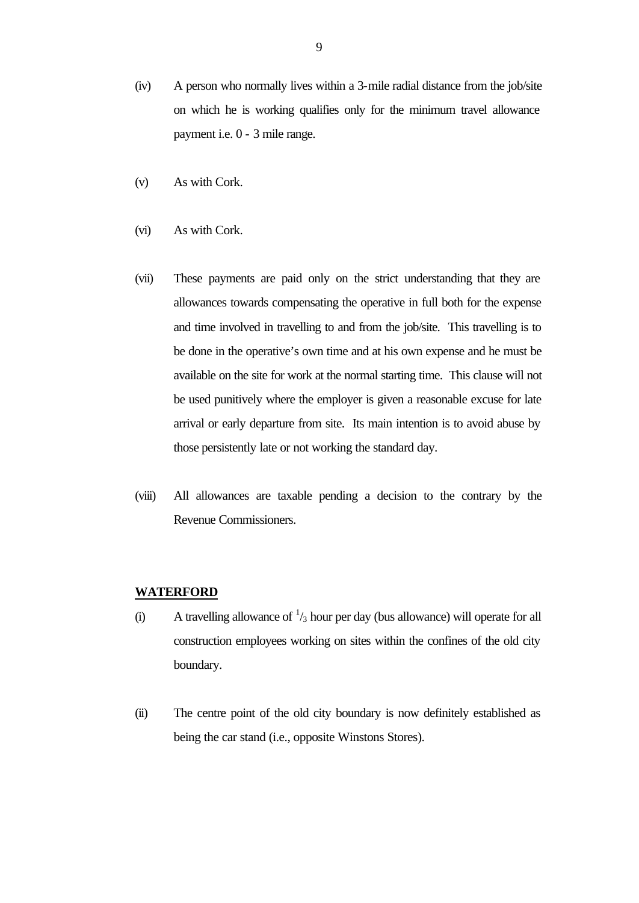(iv) A person who normally lives within a 3-mile radial distance from the job/site on which he is working qualifies only for the minimum travel allowance payment i.e. 0 - 3 mile range.

(v) As with Cork.

(vi) As with Cork.

(vii) These payments are paid only on the strict understanding that they are allowances towards compensating the operative in full both for the expense and time involved in travelling to and from the job/site. This travelling is to be done in the operative's own time and at his own expense and he must be available on the site for work at the normal starting time. This clause will not be used punitively where the employer is given a reasonable excuse for late arrival or early departure from site. Its main intention is to avoid abuse by those persistently late or not working the standard day.

(viii) All allowances are taxable pending a decision to the contrary by the Revenue Commissioners.

**WATERFORD**

(i) A travelling allowance of $^1/_3$ hour per day (bus allowance) will operate for all construction employees working on sites within the confines of the old city boundary.

(ii) The centre point of the old city boundary is now definitely established as being the car stand (i.e., opposite Winstons Stores).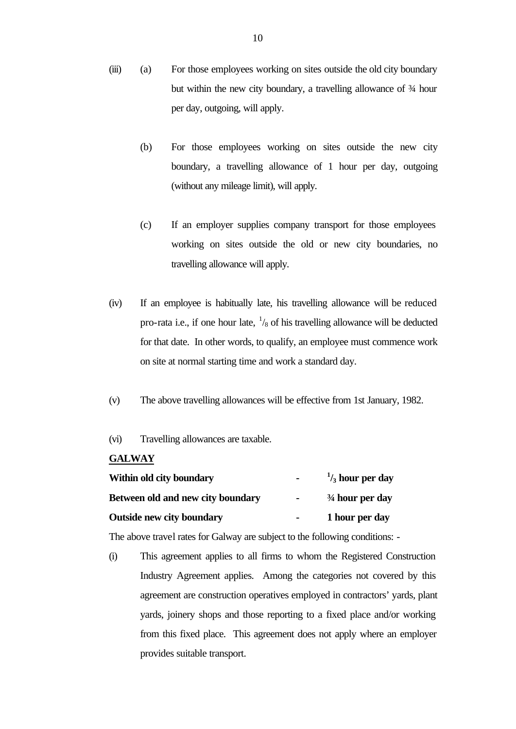(iii) (a) For those employees working on sites outside the old city boundary but within the new city boundary, a travelling allowance of ¾ hour per day, outgoing, will apply.

(b) For those employees working on sites outside the new city boundary, a travelling allowance of 1 hour per day, outgoing (without any mileage limit), will apply.

(c) If an employer supplies company transport for those employees working on sites outside the old or new city boundaries, no travelling allowance will apply.

(iv) If an employee is habitually late, his travelling allowance will be reduced pro-rata i.e., if one hour late, $^1/_8$ of his travelling allowance will be deducted for that date. In other words, to qualify, an employee must commence work on site at normal starting time and work a standard day.

(v) The above travelling allowances will be effective from 1st January, 1982.

(vi) Travelling allowances are taxable.

**GALWAY**

| | | |
|---|---|---|
| **Within old city boundary** | **-** | **$^1/_3$ hour per day** |
| **Between old and new city boundary** | **-** | **¾ hour per day** |
| **Outside new city boundary** | **-** | **1 hour per day** |

The above travel rates for Galway are subject to the following conditions: -

(i) This agreement applies to all firms to whom the Registered Construction Industry Agreement applies. Among the categories not covered by this agreement are construction operatives employed in contractors' yards, plant yards, joinery shops and those reporting to a fixed place and/or working from this fixed place. This agreement does not apply where an employer provides suitable transport.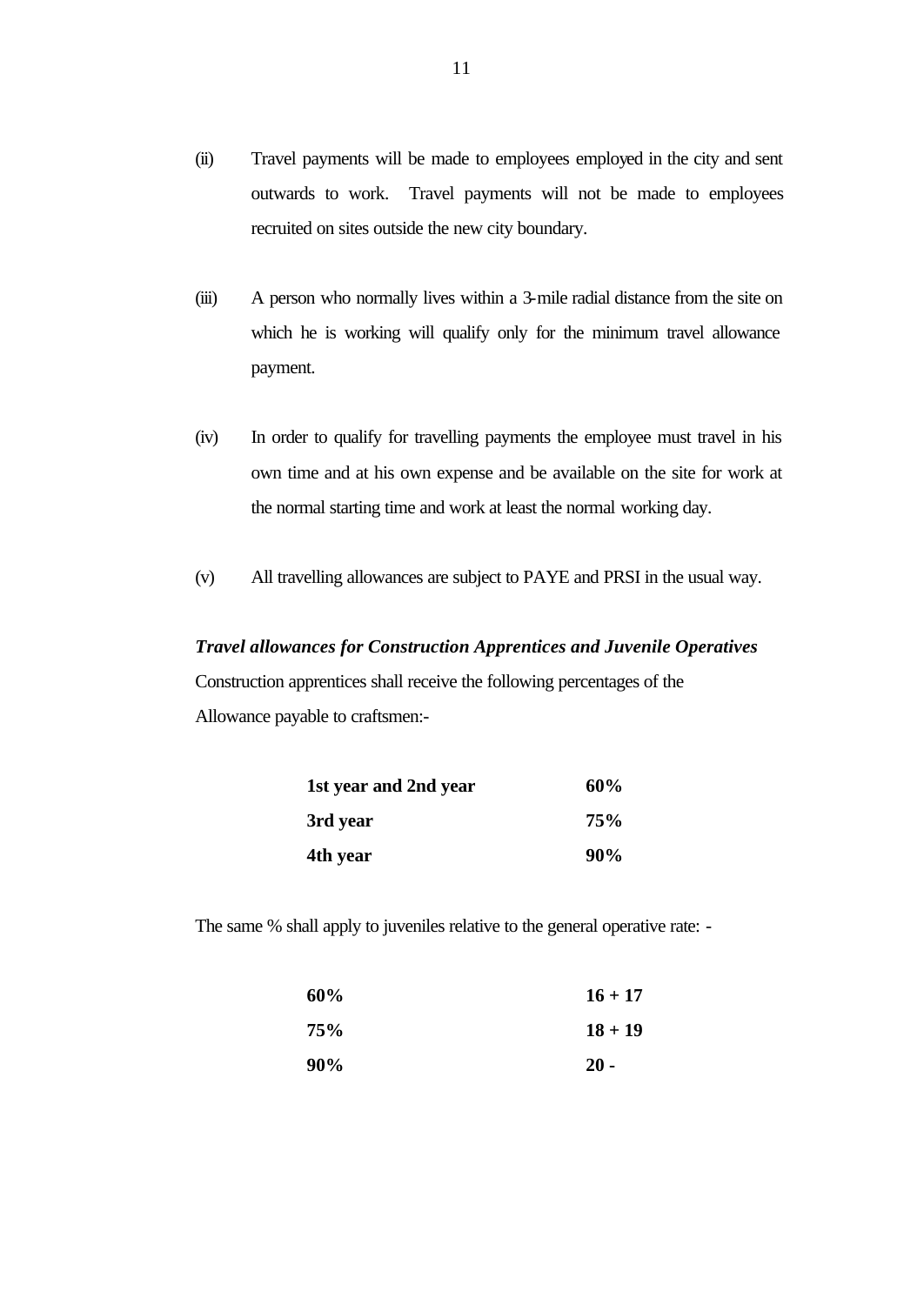(ii) Travel payments will be made to employees employed in the city and sent outwards to work. Travel payments will not be made to employees recruited on sites outside the new city boundary.

(iii) A person who normally lives within a 3-mile radial distance from the site on which he is working will qualify only for the minimum travel allowance payment.

(iv) In order to qualify for travelling payments the employee must travel in his own time and at his own expense and be available on the site for work at the normal starting time and work at least the normal working day.

(v) All travelling allowances are subject to PAYE and PRSI in the usual way.

***Travel allowances for Construction Apprentices and Juvenile Operatives***

Construction apprentices shall receive the following percentages of the Allowance payable to craftsmen:-

| | |
|---|---|
| **1st year and 2nd year** | **60%** |
| **3rd year** | **75%** |
| **4th year** | **90%** |

The same % shall apply to juveniles relative to the general operative rate: -

| | |
|---|---|
| **60%** | **16 + 17** |
| **75%** | **18 + 19** |
| **90%** | **20 -** |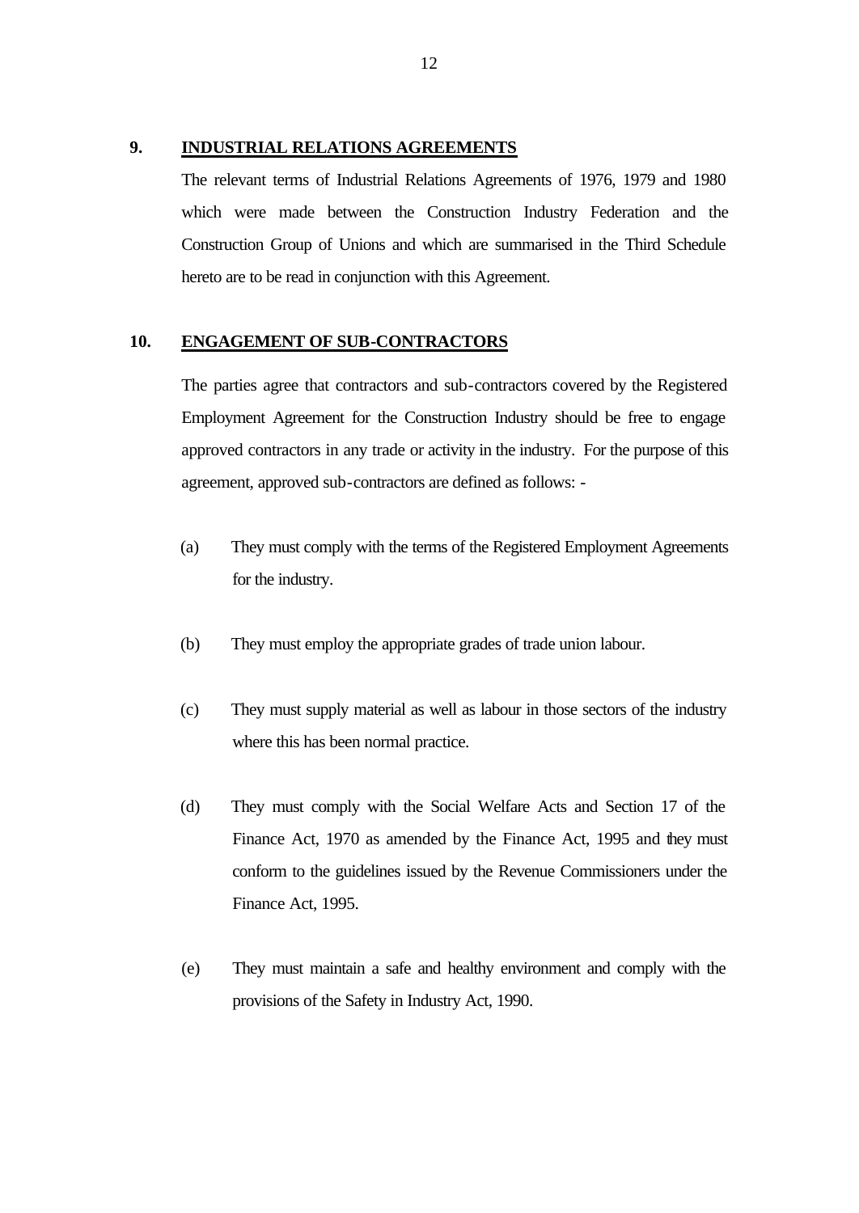## 9. INDUSTRIAL RELATIONS AGREEMENTS

The relevant terms of Industrial Relations Agreements of 1976, 1979 and 1980 which were made between the Construction Industry Federation and the Construction Group of Unions and which are summarised in the Third Schedule hereto are to be read in conjunction with this Agreement.

## 10. ENGAGEMENT OF SUB-CONTRACTORS

The parties agree that contractors and sub-contractors covered by the Registered Employment Agreement for the Construction Industry should be free to engage approved contractors in any trade or activity in the industry. For the purpose of this agreement, approved sub-contractors are defined as follows: -

(a) They must comply with the terms of the Registered Employment Agreements for the industry.

(b) They must employ the appropriate grades of trade union labour.

(c) They must supply material as well as labour in those sectors of the industry where this has been normal practice.

(d) They must comply with the Social Welfare Acts and Section 17 of the Finance Act, 1970 as amended by the Finance Act, 1995 and they must conform to the guidelines issued by the Revenue Commissioners under the Finance Act, 1995.

(e) They must maintain a safe and healthy environment and comply with the provisions of the Safety in Industry Act, 1990.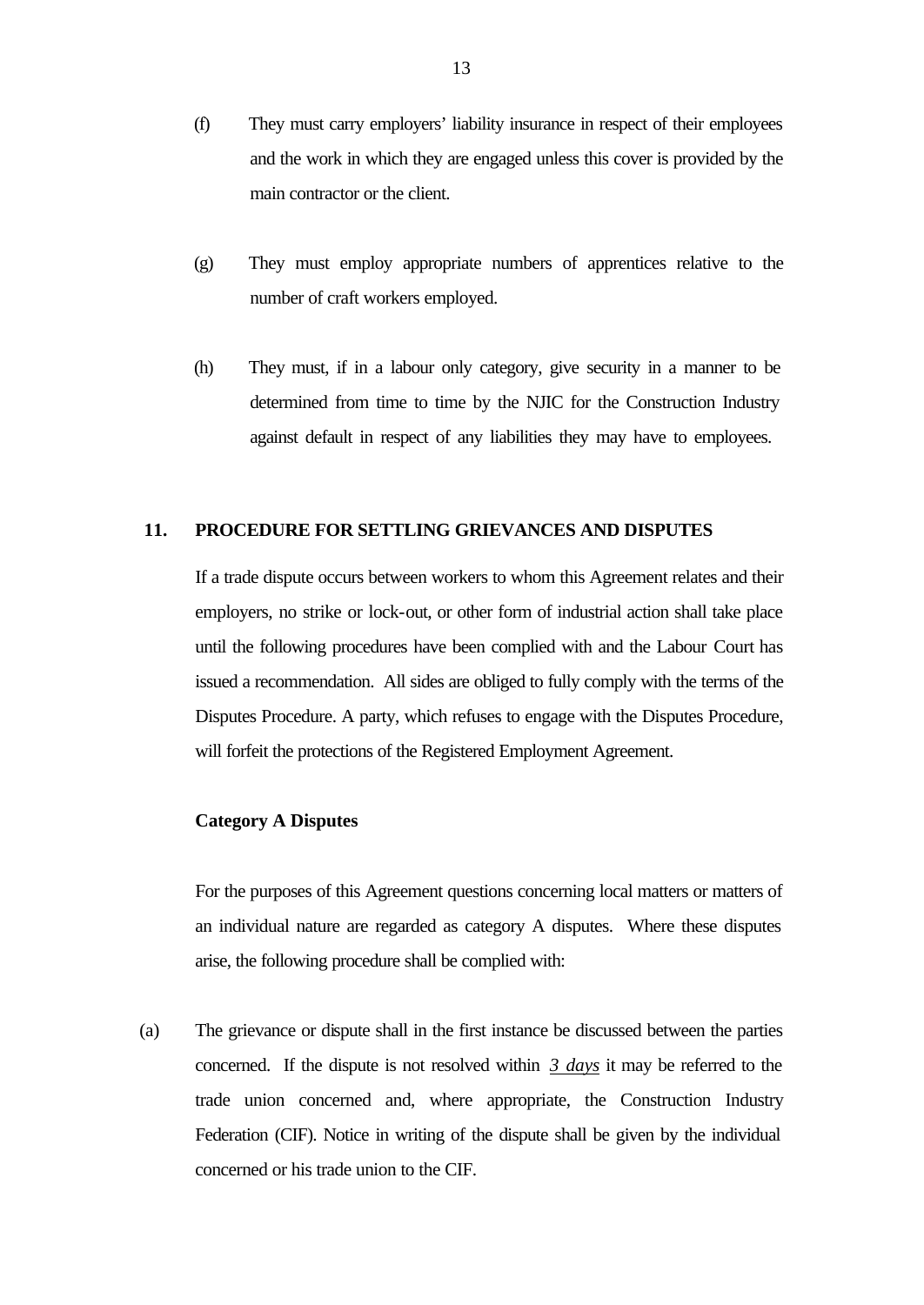(f) They must carry employers' liability insurance in respect of their employees and the work in which they are engaged unless this cover is provided by the main contractor or the client.

(g) They must employ appropriate numbers of apprentices relative to the number of craft workers employed.

(h) They must, if in a labour only category, give security in a manner to be determined from time to time by the NJIC for the Construction Industry against default in respect of any liabilities they may have to employees.

## 11. PROCEDURE FOR SETTLING GRIEVANCES AND DISPUTES

If a trade dispute occurs between workers to whom this Agreement relates and their employers, no strike or lock-out, or other form of industrial action shall take place until the following procedures have been complied with and the Labour Court has issued a recommendation. All sides are obliged to fully comply with the terms of the Disputes Procedure. A party, which refuses to engage with the Disputes Procedure, will forfeit the protections of the Registered Employment Agreement.

**Category A Disputes**

For the purposes of this Agreement questions concerning local matters or matters of an individual nature are regarded as category A disputes. Where these disputes arise, the following procedure shall be complied with:

(a) The grievance or dispute shall in the first instance be discussed between the parties concerned. If the dispute is not resolved within ***3 days*** it may be referred to the trade union concerned and, where appropriate, the Construction Industry Federation (CIF). Notice in writing of the dispute shall be given by the individual concerned or his trade union to the CIF.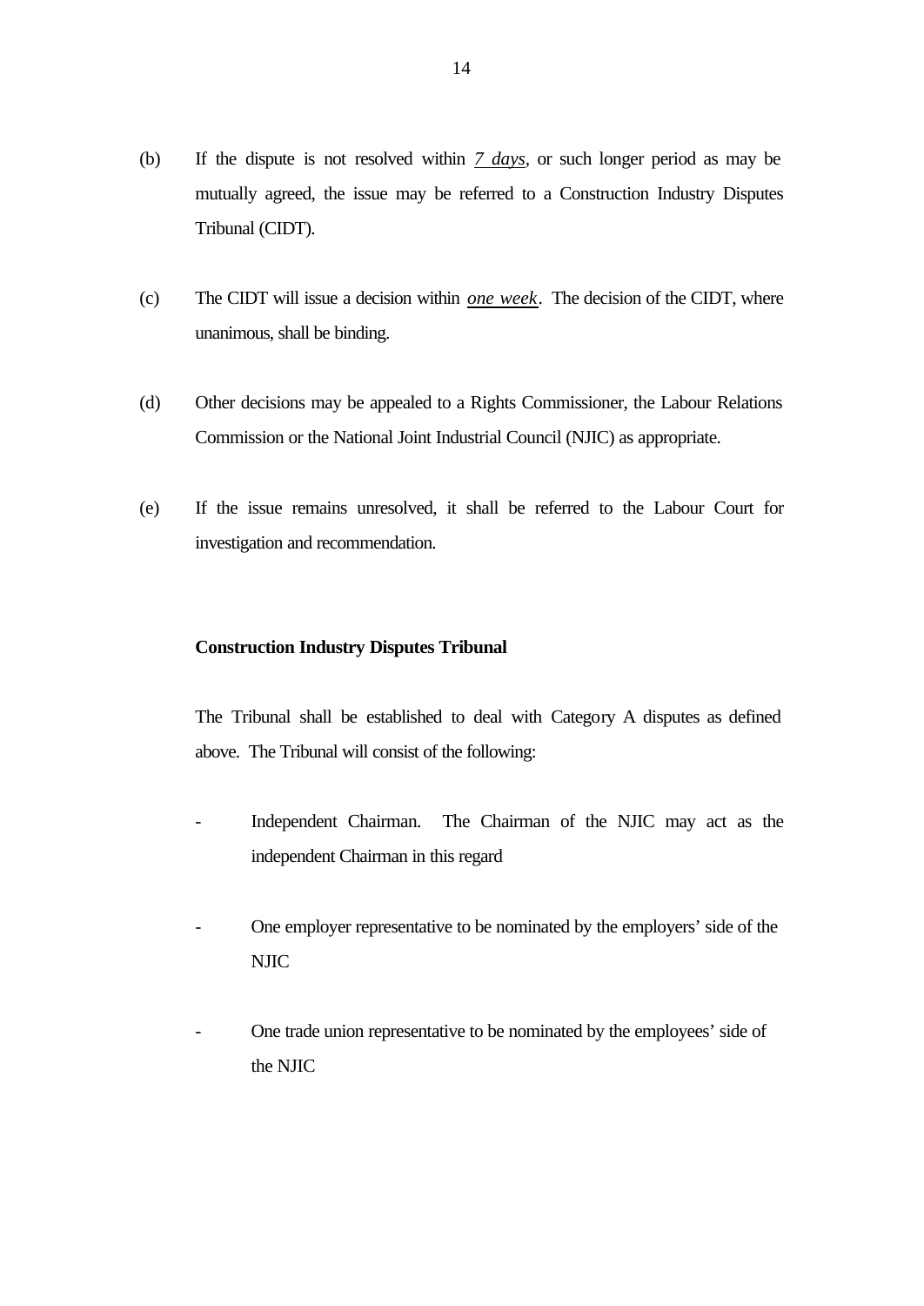(b) If the dispute is not resolved within *7 days*, or such longer period as may be mutually agreed, the issue may be referred to a Construction Industry Disputes Tribunal (CIDT).

(c) The CIDT will issue a decision within *one week*. The decision of the CIDT, where unanimous, shall be binding.

(d) Other decisions may be appealed to a Rights Commissioner, the Labour Relations Commission or the National Joint Industrial Council (NJIC) as appropriate.

(e) If the issue remains unresolved, it shall be referred to the Labour Court for investigation and recommendation.

**Construction Industry Disputes Tribunal**

The Tribunal shall be established to deal with Category A disputes as defined above. The Tribunal will consist of the following:

- Independent Chairman. The Chairman of the NJIC may act as the independent Chairman in this regard

- One employer representative to be nominated by the employers' side of the NJIC

- One trade union representative to be nominated by the employees' side of the NJIC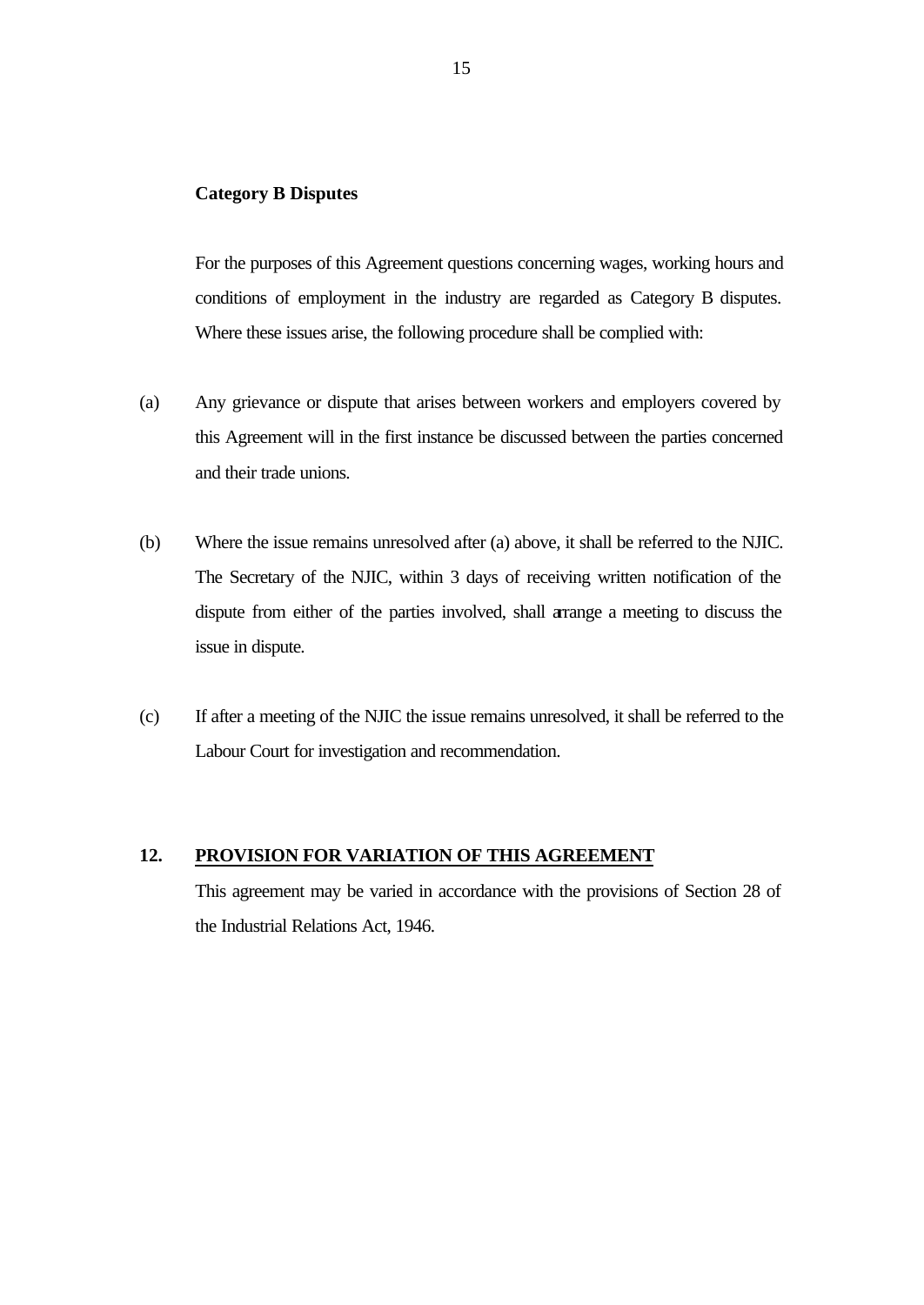**Category B Disputes**

For the purposes of this Agreement questions concerning wages, working hours and conditions of employment in the industry are regarded as Category B disputes. Where these issues arise, the following procedure shall be complied with:

(a) Any grievance or dispute that arises between workers and employers covered by this Agreement will in the first instance be discussed between the parties concerned and their trade unions.

(b) Where the issue remains unresolved after (a) above, it shall be referred to the NJIC. The Secretary of the NJIC, within 3 days of receiving written notification of the dispute from either of the parties involved, shall arrange a meeting to discuss the issue in dispute.

(c) If after a meeting of the NJIC the issue remains unresolved, it shall be referred to the Labour Court for investigation and recommendation.

## 12. PROVISION FOR VARIATION OF THIS AGREEMENT

This agreement may be varied in accordance with the provisions of Section 28 of the Industrial Relations Act, 1946.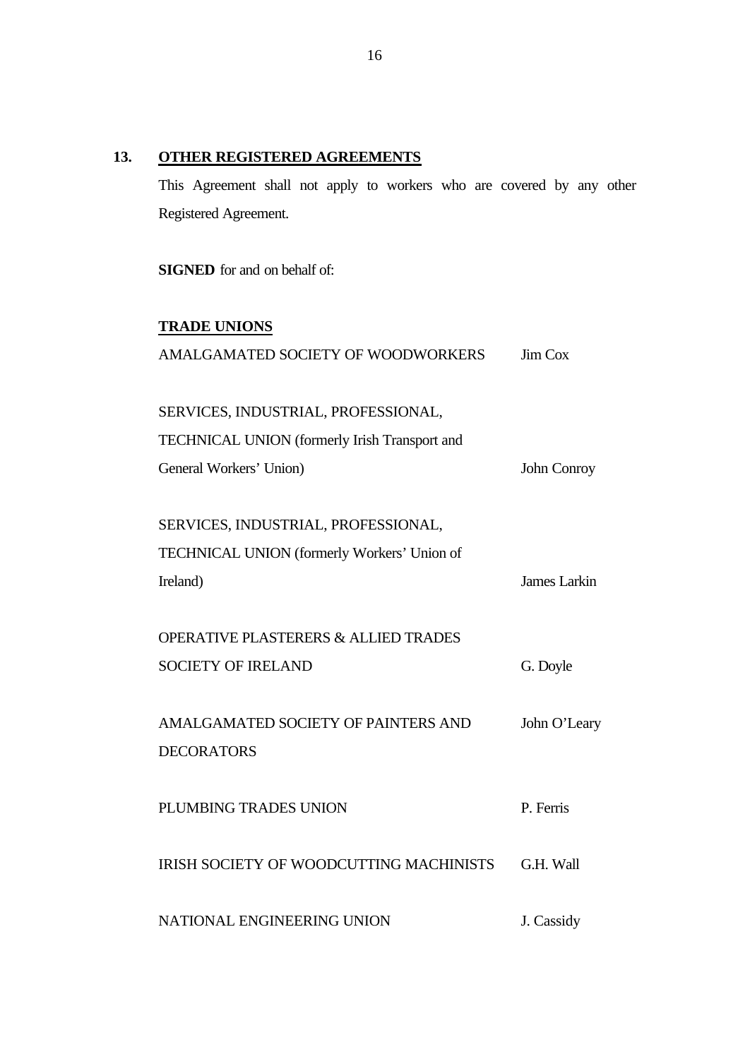## 13. OTHER REGISTERED AGREEMENTS

This Agreement shall not apply to workers who are covered by any other Registered Agreement.

**SIGNED** for and on behalf of:

**TRADE UNIONS**

| | |
|---|---|
| AMALGAMATED SOCIETY OF WOODWORKERS | Jim Cox |
| SERVICES, INDUSTRIAL, PROFESSIONAL, TECHNICAL UNION (formerly Irish Transport and General Workers' Union) | John Conroy |
| SERVICES, INDUSTRIAL, PROFESSIONAL, TECHNICAL UNION (formerly Workers' Union of Ireland) | James Larkin |
| OPERATIVE PLASTERERS & ALLIED TRADES SOCIETY OF IRELAND | G. Doyle |
| AMALGAMATED SOCIETY OF PAINTERS AND DECORATORS | John O'Leary |
| PLUMBING TRADES UNION | P. Ferris |
| IRISH SOCIETY OF WOODCUTTING MACHINISTS | G.H. Wall |
| NATIONAL ENGINEERING UNION | J. Cassidy |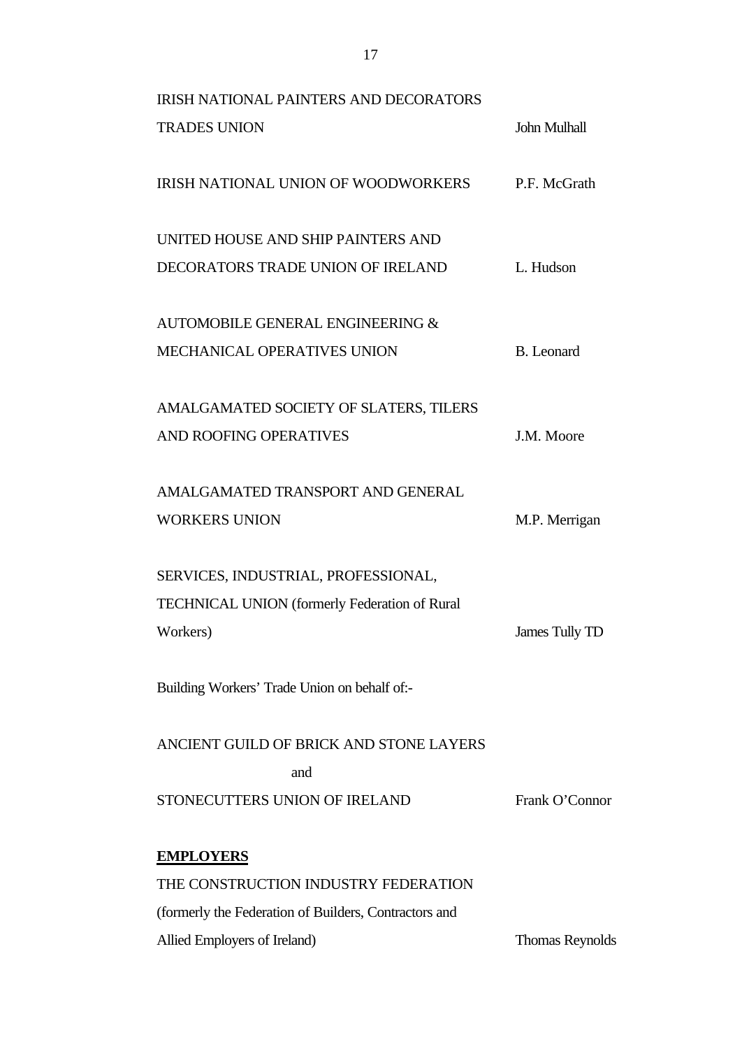| | |
|---|---|
| IRISH NATIONAL PAINTERS AND DECORATORS TRADES UNION | John Mulhall |
| IRISH NATIONAL UNION OF WOODWORKERS | P.F. McGrath |
| UNITED HOUSE AND SHIP PAINTERS AND DECORATORS TRADE UNION OF IRELAND | L. Hudson |
| AUTOMOBILE GENERAL ENGINEERING & MECHANICAL OPERATIVES UNION | B. Leonard |
| AMALGAMATED SOCIETY OF SLATERS, TILERS AND ROOFING OPERATIVES | J.M. Moore |
| AMALGAMATED TRANSPORT AND GENERAL WORKERS UNION | M.P. Merrigan |
| SERVICES, INDUSTRIAL, PROFESSIONAL, TECHNICAL UNION (formerly Federation of Rural Workers) | James Tully TD |

Building Workers' Trade Union on behalf of:-

| | |
|---|---|
| ANCIENT GUILD OF BRICK AND STONE LAYERS and STONECUTTERS UNION OF IRELAND | Frank O'Connor |

**EMPLOYERS**

| | |
|---|---|
| THE CONSTRUCTION INDUSTRY FEDERATION (formerly the Federation of Builders, Contractors and Allied Employers of Ireland) | Thomas Reynolds |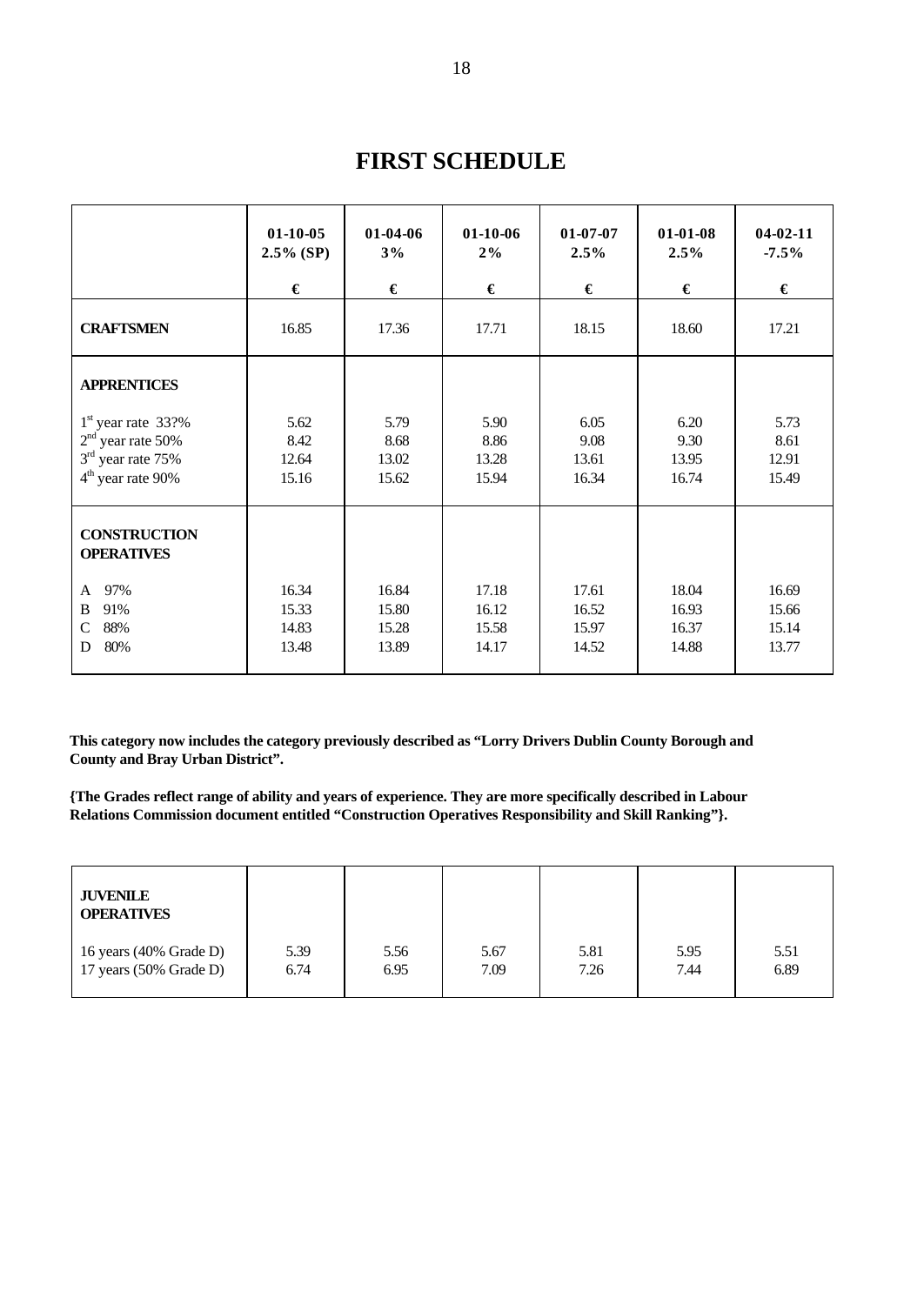# FIRST SCHEDULE

| | 01-10-05<br>2.5% (SP)<br>€ | 01-04-06<br>3%<br>€ | 01-10-06<br>2%<br>€ | 01-07-07<br>2.5%<br>€ | 01-01-08<br>2.5%<br>€ | 04-02-11<br>-7.5%<br>€ |
|---|---|---|---|---|---|---|
| **CRAFTSMEN** | 16.85 | 17.36 | 17.71 | 18.15 | 18.60 | 17.21 |
| **APPRENTICES** | | | | | | |
| 1st year rate 33?% | 5.62 | 5.79 | 5.90 | 6.05 | 6.20 | 5.73 |
| 2nd year rate 50% | 8.42 | 8.68 | 8.86 | 9.08 | 9.30 | 8.61 |
| 3rd year rate 75% | 12.64 | 13.02 | 13.28 | 13.61 | 13.95 | 12.91 |
| 4th year rate 90% | 15.16 | 15.62 | 15.94 | 16.34 | 16.74 | 15.49 |
| **CONSTRUCTION OPERATIVES** | | | | | | |
| A 97% | 16.34 | 16.84 | 17.18 | 17.61 | 18.04 | 16.69 |
| B 91% | 15.33 | 15.80 | 16.12 | 16.52 | 16.93 | 15.66 |
| C 88% | 14.83 | 15.28 | 15.58 | 15.97 | 16.37 | 15.14 |
| D 80% | 13.48 | 13.89 | 14.17 | 14.52 | 14.88 | 13.77 |

**This category now includes the category previously described as "Lorry Drivers Dublin County Borough and County and Bray Urban District".**

**{The Grades reflect range of ability and years of experience. They are more specifically described in Labour Relations Commission document entitled "Construction Operatives Responsibility and Skill Ranking"}.**

| **JUVENILE OPERATIVES** | | | | | | |
|---|---|---|---|---|---|---|
| 16 years (40% Grade D) | 5.39 | 5.56 | 5.67 | 5.81 | 5.95 | 5.51 |
| 17 years (50% Grade D) | 6.74 | 6.95 | 7.09 | 7.26 | 7.44 | 6.89 |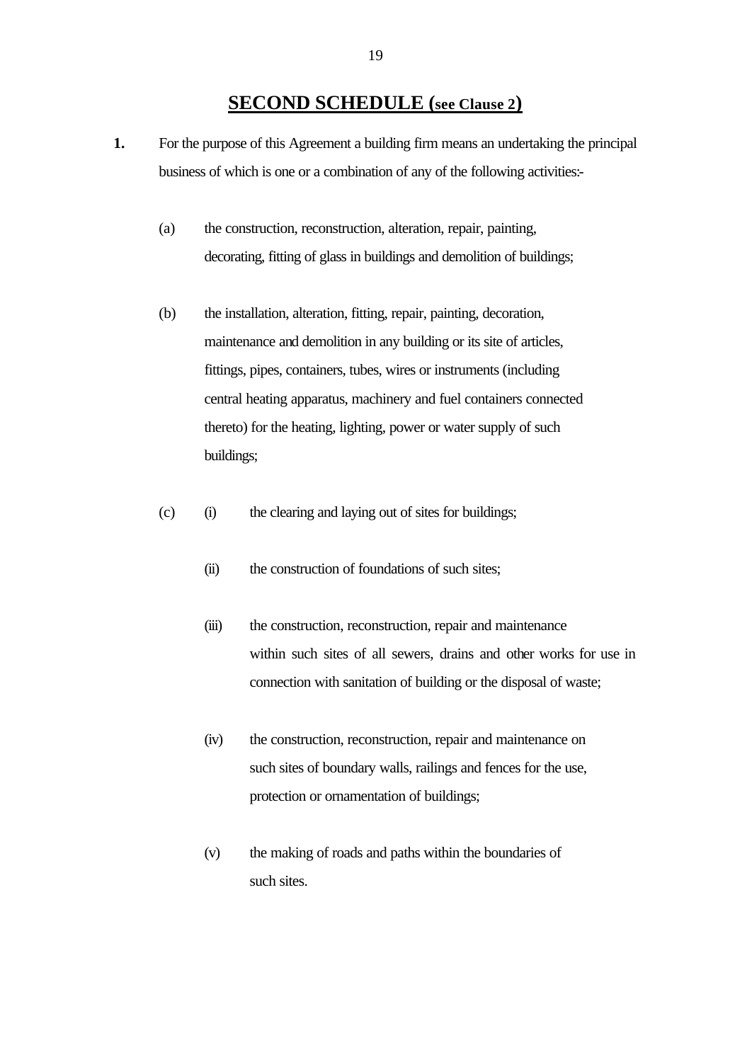# SECOND SCHEDULE (see Clause 2)

**1.** For the purpose of this Agreement a building firm means an undertaking the principal business of which is one or a combination of any of the following activities:-

(a) the construction, reconstruction, alteration, repair, painting, decorating, fitting of glass in buildings and demolition of buildings;

(b) the installation, alteration, fitting, repair, painting, decoration, maintenance and demolition in any building or its site of articles, fittings, pipes, containers, tubes, wires or instruments (including central heating apparatus, machinery and fuel containers connected thereto) for the heating, lighting, power or water supply of such buildings;

(c) (i) the clearing and laying out of sites for buildings;

(ii) the construction of foundations of such sites;

(iii) the construction, reconstruction, repair and maintenance within such sites of all sewers, drains and other works for use in connection with sanitation of building or the disposal of waste;

(iv) the construction, reconstruction, repair and maintenance on such sites of boundary walls, railings and fences for the use, protection or ornamentation of buildings;

(v) the making of roads and paths within the boundaries of such sites.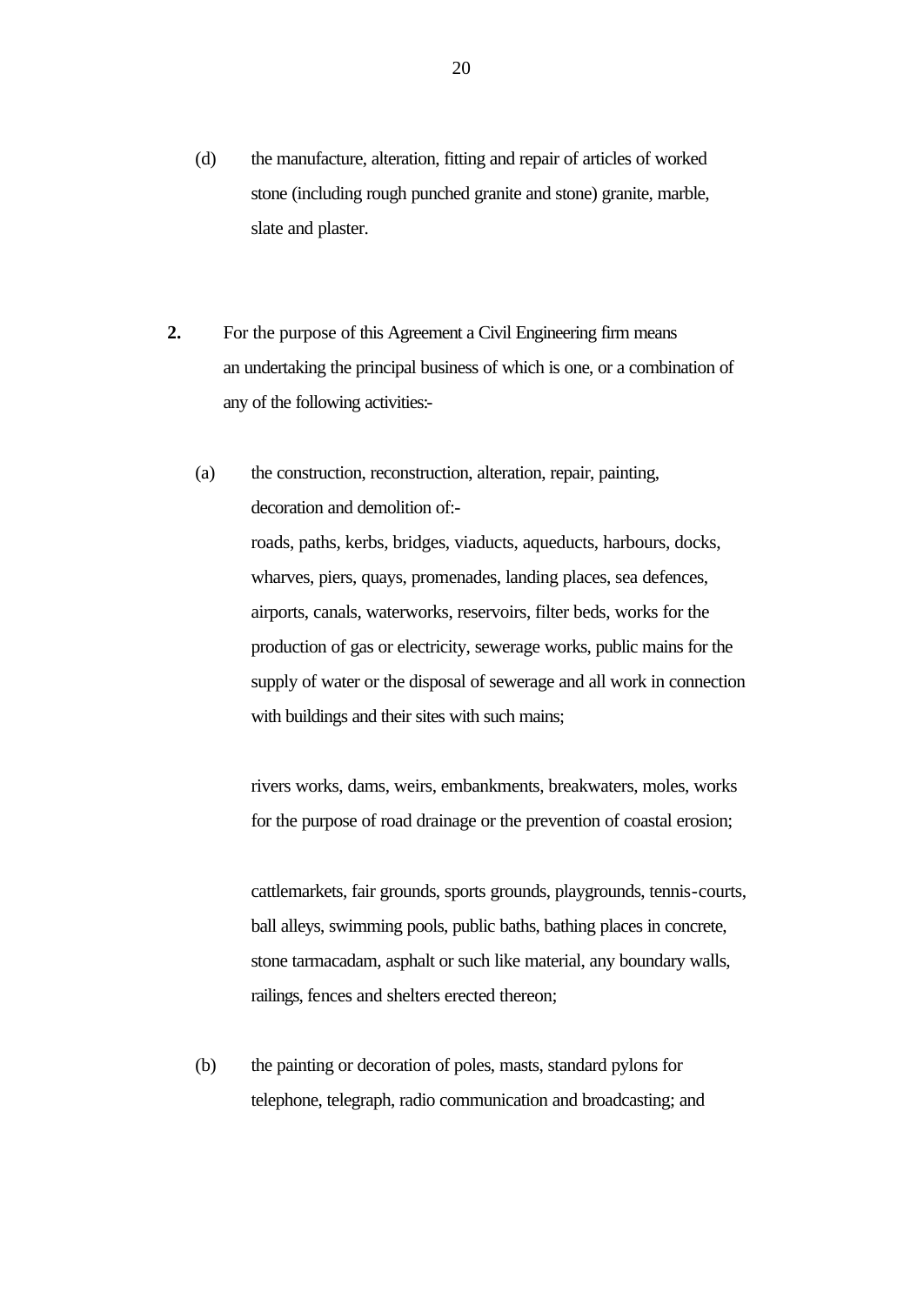(d) the manufacture, alteration, fitting and repair of articles of worked stone (including rough punched granite and stone) granite, marble, slate and plaster.

**2.** For the purpose of this Agreement a Civil Engineering firm means an undertaking the principal business of which is one, or a combination of any of the following activities:-

(a) the construction, reconstruction, alteration, repair, painting, decoration and demolition of:-

roads, paths, kerbs, bridges, viaducts, aqueducts, harbours, docks, wharves, piers, quays, promenades, landing places, sea defences, airports, canals, waterworks, reservoirs, filter beds, works for the production of gas or electricity, sewerage works, public mains for the supply of water or the disposal of sewerage and all work in connection with buildings and their sites with such mains;

rivers works, dams, weirs, embankments, breakwaters, moles, works for the purpose of road drainage or the prevention of coastal erosion;

cattlemarkets, fair grounds, sports grounds, playgrounds, tennis-courts, ball alleys, swimming pools, public baths, bathing places in concrete, stone tarmacadam, asphalt or such like material, any boundary walls, railings, fences and shelters erected thereon;

(b) the painting or decoration of poles, masts, standard pylons for telephone, telegraph, radio communication and broadcasting; and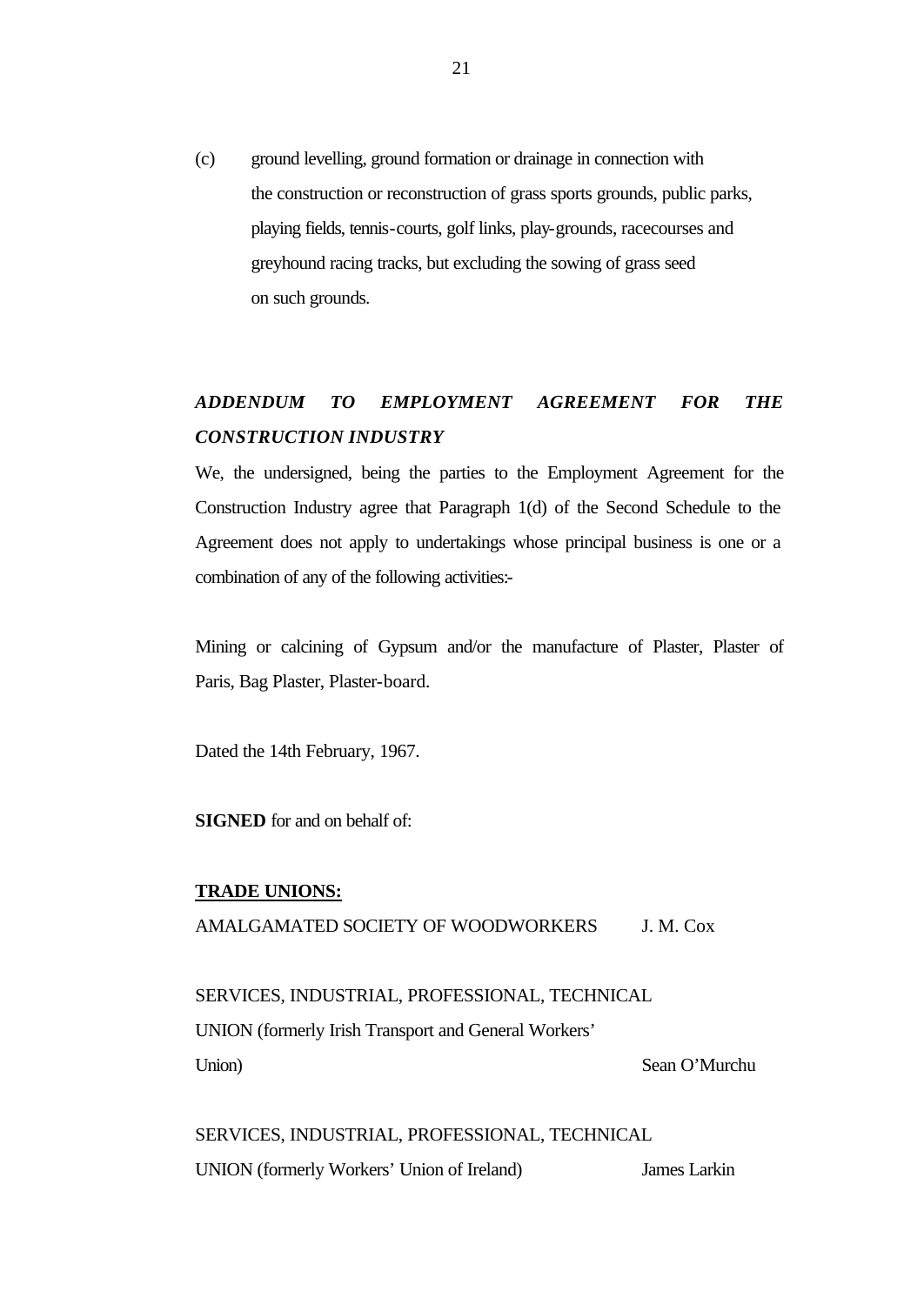(c) ground levelling, ground formation or drainage in connection with the construction or reconstruction of grass sports grounds, public parks, playing fields, tennis-courts, golf links, play-grounds, racecourses and greyhound racing tracks, but excluding the sowing of grass seed on such grounds.

***ADDENDUM TO EMPLOYMENT AGREEMENT FOR THE CONSTRUCTION INDUSTRY***

We, the undersigned, being the parties to the Employment Agreement for the Construction Industry agree that Paragraph 1(d) of the Second Schedule to the Agreement does not apply to undertakings whose principal business is one or a combination of any of the following activities:-

Mining or calcining of Gypsum and/or the manufacture of Plaster, Plaster of Paris, Bag Plaster, Plaster-board.

Dated the 14th February, 1967.

**SIGNED** for and on behalf of:

**TRADE UNIONS:**

AMALGAMATED SOCIETY OF WOODWORKERS — J. M. Cox

SERVICES, INDUSTRIAL, PROFESSIONAL, TECHNICAL UNION (formerly Irish Transport and General Workers' Union) — Sean O'Murchu

SERVICES, INDUSTRIAL, PROFESSIONAL, TECHNICAL UNION (formerly Workers' Union of Ireland) — James Larkin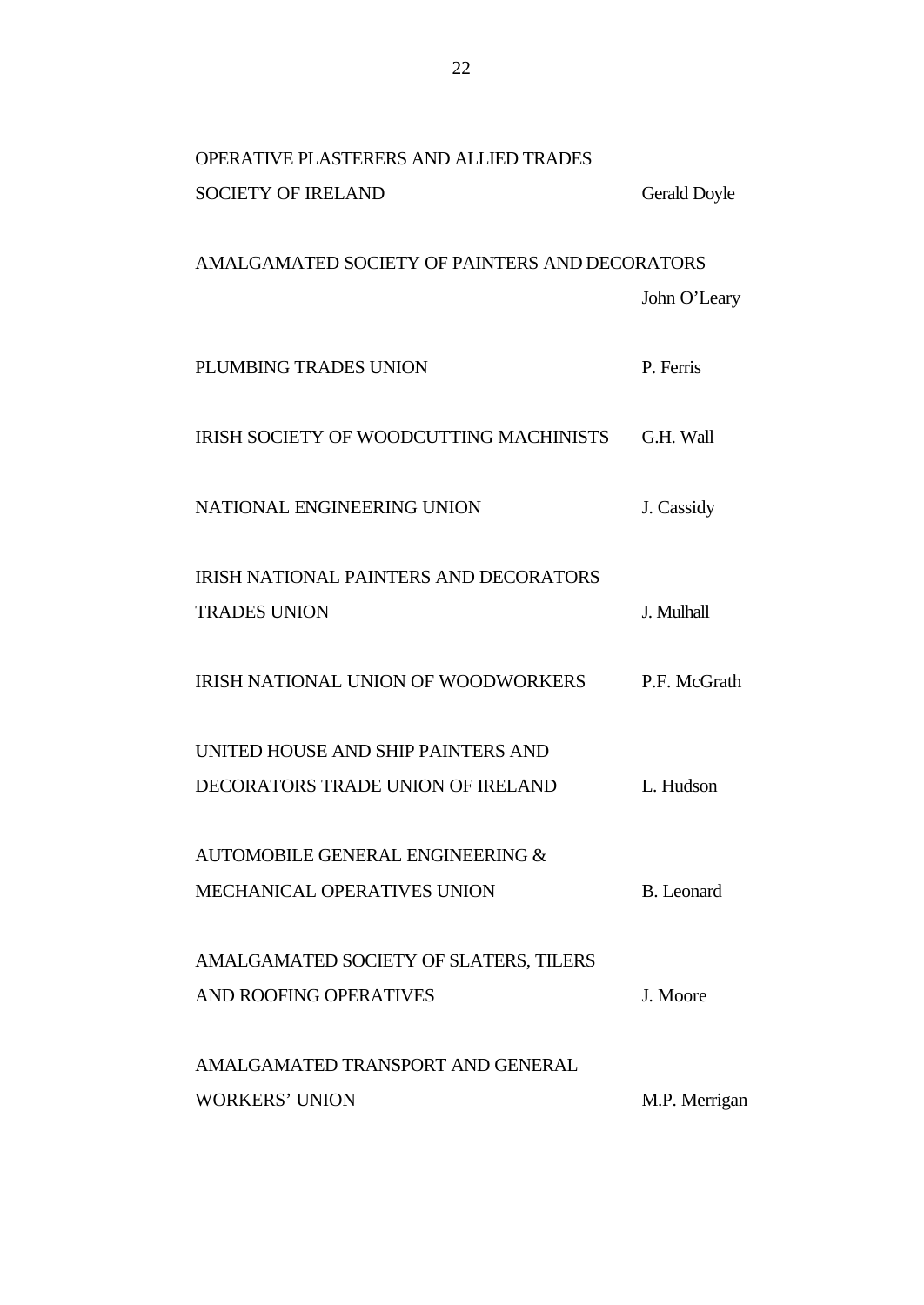| | |
|---|---|
| OPERATIVE PLASTERERS AND ALLIED TRADES SOCIETY OF IRELAND | Gerald Doyle |
| AMALGAMATED SOCIETY OF PAINTERS AND DECORATORS | John O'Leary |
| PLUMBING TRADES UNION | P. Ferris |
| IRISH SOCIETY OF WOODCUTTING MACHINISTS | G.H. Wall |
| NATIONAL ENGINEERING UNION | J. Cassidy |
| IRISH NATIONAL PAINTERS AND DECORATORS TRADES UNION | J. Mulhall |
| IRISH NATIONAL UNION OF WOODWORKERS | P.F. McGrath |
| UNITED HOUSE AND SHIP PAINTERS AND DECORATORS TRADE UNION OF IRELAND | L. Hudson |
| AUTOMOBILE GENERAL ENGINEERING & MECHANICAL OPERATIVES UNION | B. Leonard |
| AMALGAMATED SOCIETY OF SLATERS, TILERS AND ROOFING OPERATIVES | J. Moore |
| AMALGAMATED TRANSPORT AND GENERAL WORKERS' UNION | M.P. Merrigan |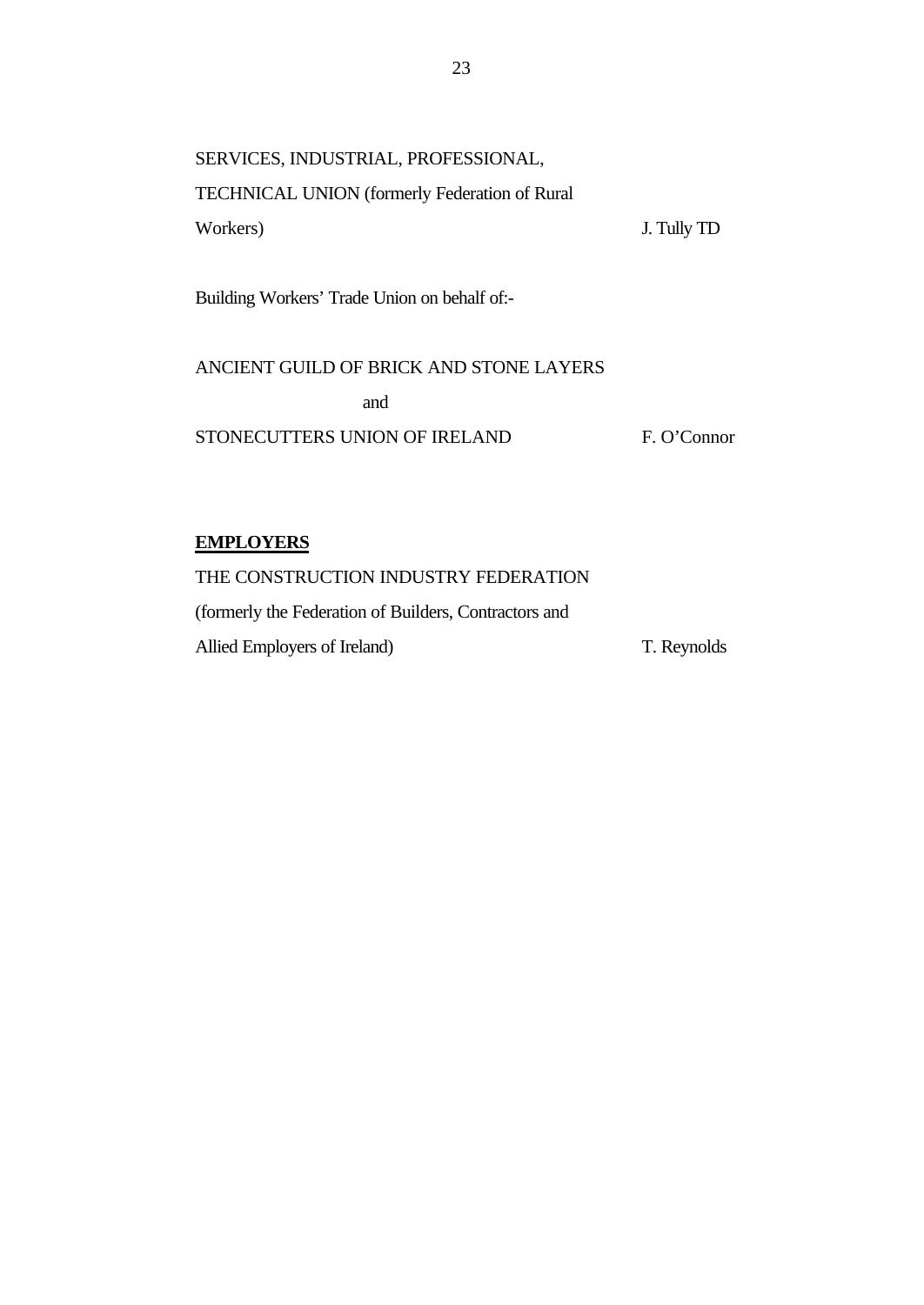SERVICES, INDUSTRIAL, PROFESSIONAL, TECHNICAL UNION (formerly Federation of Rural Workers) J. Tully TD

Building Workers' Trade Union on behalf of:-

ANCIENT GUILD OF BRICK AND STONE LAYERS

and

STONECUTTERS UNION OF IRELAND F. O'Connor

**EMPLOYERS**

THE CONSTRUCTION INDUSTRY FEDERATION (formerly the Federation of Builders, Contractors and Allied Employers of Ireland) T. Reynolds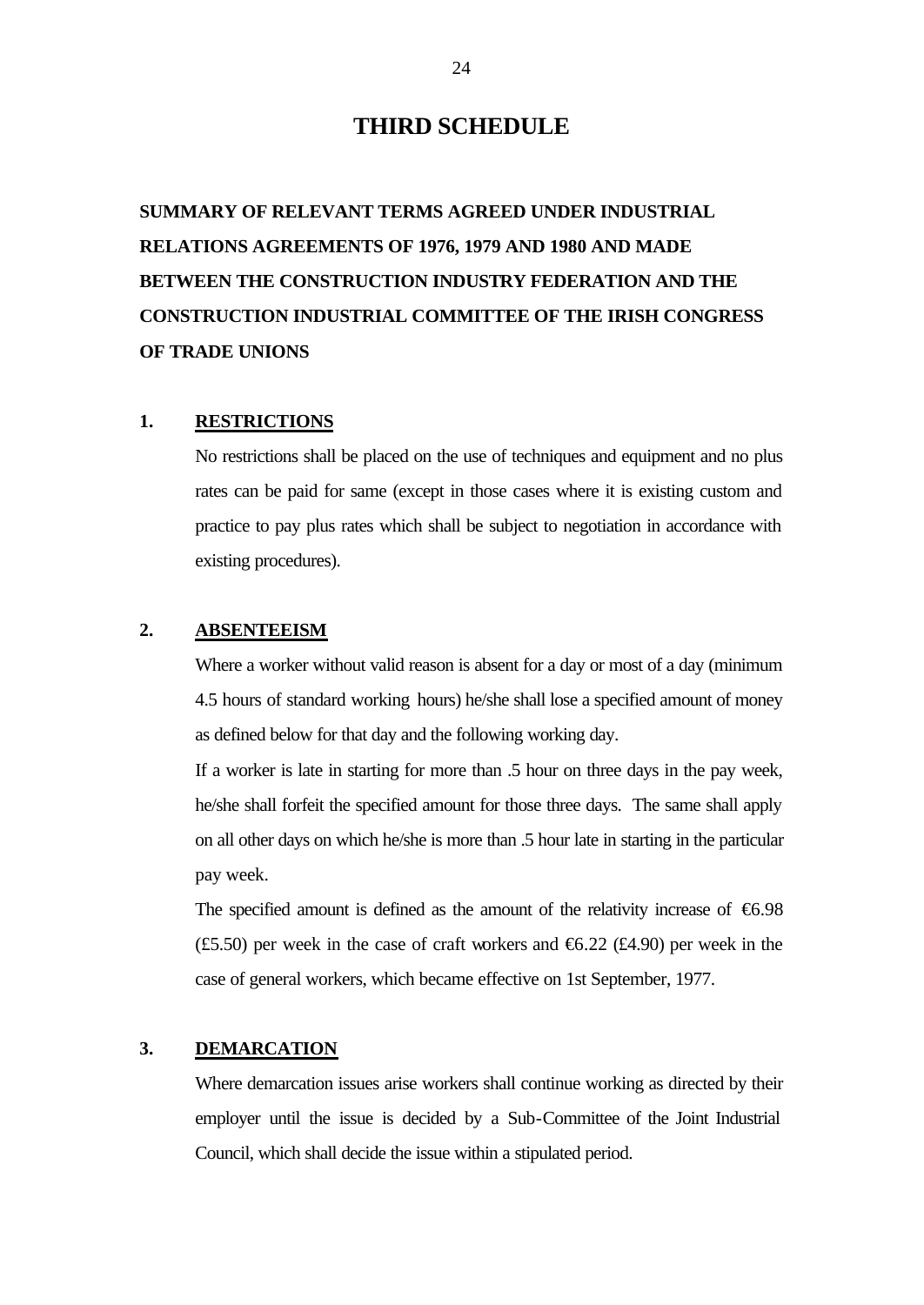# THIRD SCHEDULE

**SUMMARY OF RELEVANT TERMS AGREED UNDER INDUSTRIAL RELATIONS AGREEMENTS OF 1976, 1979 AND 1980 AND MADE BETWEEN THE CONSTRUCTION INDUSTRY FEDERATION AND THE CONSTRUCTION INDUSTRIAL COMMITTEE OF THE IRISH CONGRESS OF TRADE UNIONS**

## 1. RESTRICTIONS

No restrictions shall be placed on the use of techniques and equipment and no plus rates can be paid for same (except in those cases where it is existing custom and practice to pay plus rates which shall be subject to negotiation in accordance with existing procedures).

## 2. ABSENTEEISM

Where a worker without valid reason is absent for a day or most of a day (minimum 4.5 hours of standard working hours) he/she shall lose a specified amount of money as defined below for that day and the following working day.

If a worker is late in starting for more than .5 hour on three days in the pay week, he/she shall forfeit the specified amount for those three days. The same shall apply on all other days on which he/she is more than .5 hour late in starting in the particular pay week.

The specified amount is defined as the amount of the relativity increase of €6.98 (£5.50) per week in the case of craft workers and €6.22 (£4.90) per week in the case of general workers, which became effective on 1st September, 1977.

## 3. DEMARCATION

Where demarcation issues arise workers shall continue working as directed by their employer until the issue is decided by a Sub-Committee of the Joint Industrial Council, which shall decide the issue within a stipulated period.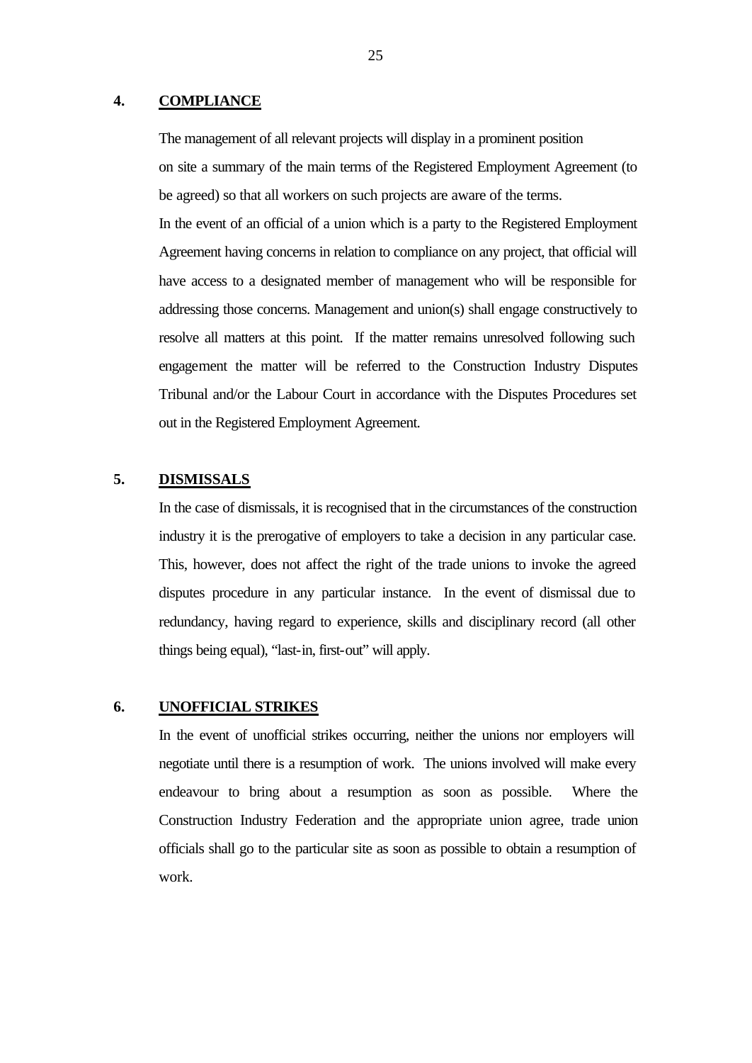## 4. COMPLIANCE

The management of all relevant projects will display in a prominent position on site a summary of the main terms of the Registered Employment Agreement (to be agreed) so that all workers on such projects are aware of the terms.

In the event of an official of a union which is a party to the Registered Employment Agreement having concerns in relation to compliance on any project, that official will have access to a designated member of management who will be responsible for addressing those concerns. Management and union(s) shall engage constructively to resolve all matters at this point. If the matter remains unresolved following such engagement the matter will be referred to the Construction Industry Disputes Tribunal and/or the Labour Court in accordance with the Disputes Procedures set out in the Registered Employment Agreement.

## 5. DISMISSALS

In the case of dismissals, it is recognised that in the circumstances of the construction industry it is the prerogative of employers to take a decision in any particular case. This, however, does not affect the right of the trade unions to invoke the agreed disputes procedure in any particular instance. In the event of dismissal due to redundancy, having regard to experience, skills and disciplinary record (all other things being equal), "last-in, first-out" will apply.

## 6. UNOFFICIAL STRIKES

In the event of unofficial strikes occurring, neither the unions nor employers will negotiate until there is a resumption of work. The unions involved will make every endeavour to bring about a resumption as soon as possible. Where the Construction Industry Federation and the appropriate union agree, trade union officials shall go to the particular site as soon as possible to obtain a resumption of work.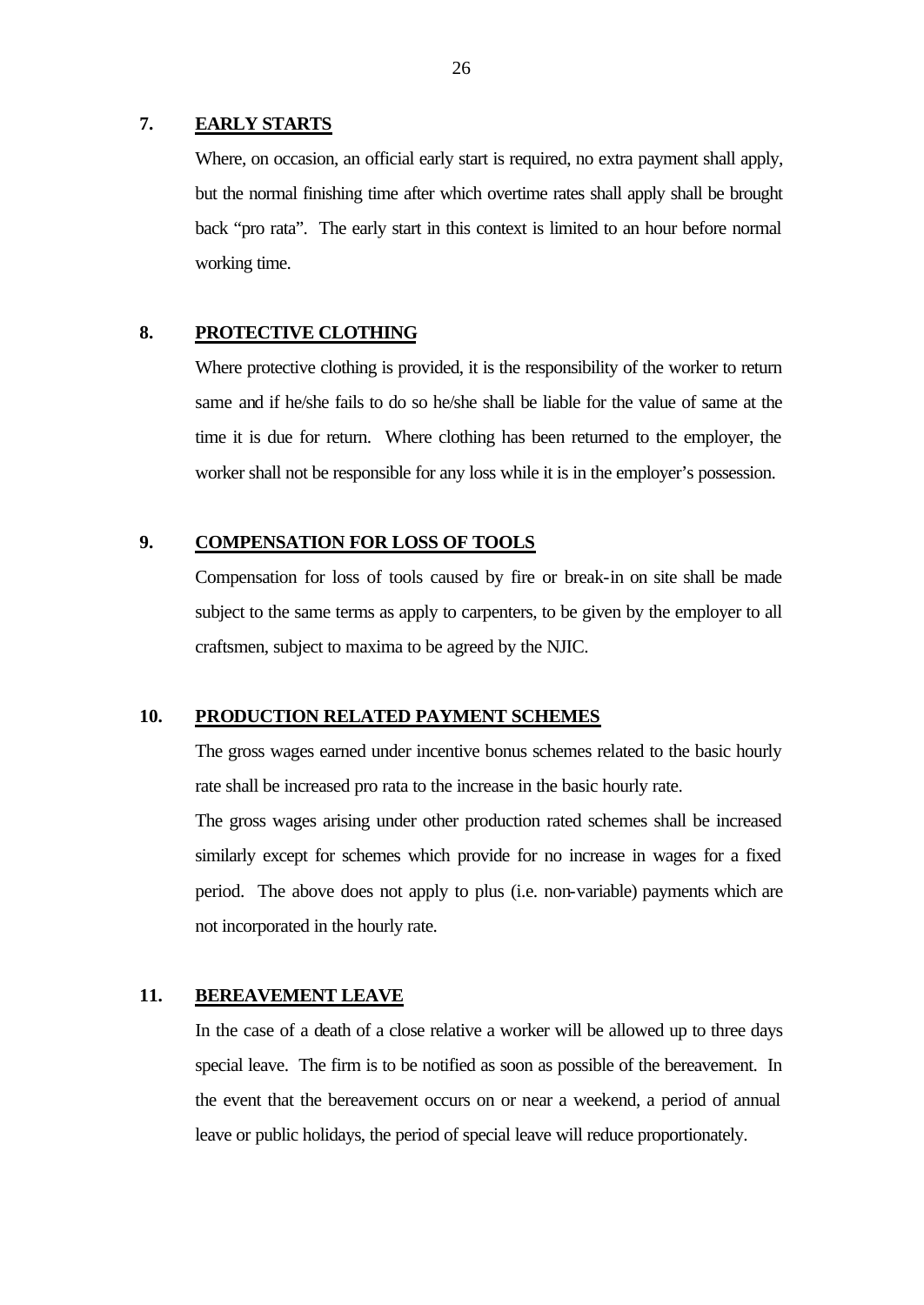**7. EARLY STARTS**

Where, on occasion, an official early start is required, no extra payment shall apply, but the normal finishing time after which overtime rates shall apply shall be brought back "pro rata". The early start in this context is limited to an hour before normal working time.

**8. PROTECTIVE CLOTHING**

Where protective clothing is provided, it is the responsibility of the worker to return same and if he/she fails to do so he/she shall be liable for the value of same at the time it is due for return. Where clothing has been returned to the employer, the worker shall not be responsible for any loss while it is in the employer's possession.

**9. COMPENSATION FOR LOSS OF TOOLS**

Compensation for loss of tools caused by fire or break-in on site shall be made subject to the same terms as apply to carpenters, to be given by the employer to all craftsmen, subject to maxima to be agreed by the NJIC.

**10. PRODUCTION RELATED PAYMENT SCHEMES**

The gross wages earned under incentive bonus schemes related to the basic hourly rate shall be increased pro rata to the increase in the basic hourly rate.

The gross wages arising under other production rated schemes shall be increased similarly except for schemes which provide for no increase in wages for a fixed period. The above does not apply to plus (i.e. non-variable) payments which are not incorporated in the hourly rate.

**11. BEREAVEMENT LEAVE**

In the case of a death of a close relative a worker will be allowed up to three days special leave. The firm is to be notified as soon as possible of the bereavement. In the event that the bereavement occurs on or near a weekend, a period of annual leave or public holidays, the period of special leave will reduce proportionately.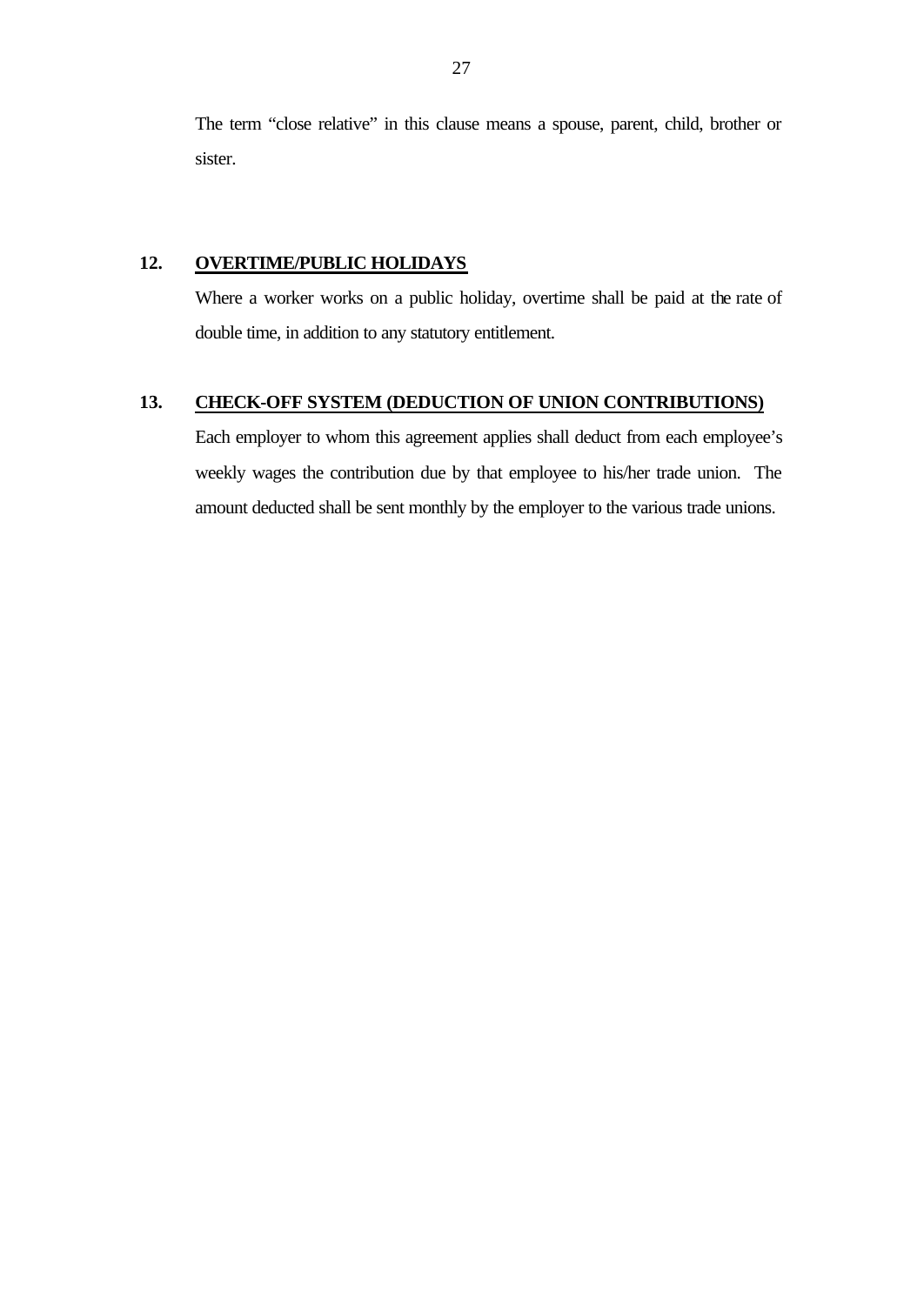The term “close relative” in this clause means a spouse, parent, child, brother or sister.

## 12. OVERTIME/PUBLIC HOLIDAYS

Where a worker works on a public holiday, overtime shall be paid at the rate of double time, in addition to any statutory entitlement.

## 13. CHECK-OFF SYSTEM (DEDUCTION OF UNION CONTRIBUTIONS)

Each employer to whom this agreement applies shall deduct from each employee’s weekly wages the contribution due by that employee to his/her trade union. The amount deducted shall be sent monthly by the employer to the various trade unions.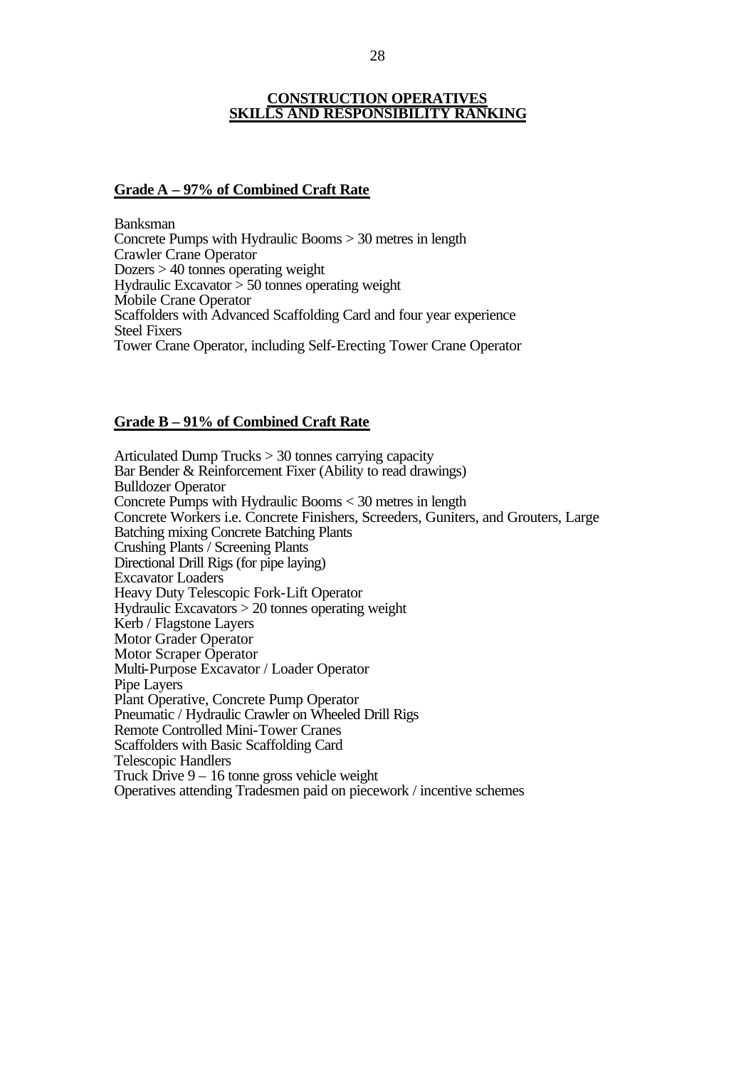# CONSTRUCTION OPERATIVES SKILLS AND RESPONSIBILITY RANKING

## Grade A – 97% of Combined Craft Rate

Banksman
Concrete Pumps with Hydraulic Booms > 30 metres in length
Crawler Crane Operator
Dozers > 40 tonnes operating weight
Hydraulic Excavator > 50 tonnes operating weight
Mobile Crane Operator
Scaffolders with Advanced Scaffolding Card and four year experience
Steel Fixers
Tower Crane Operator, including Self-Erecting Tower Crane Operator

## Grade B – 91% of Combined Craft Rate

Articulated Dump Trucks > 30 tonnes carrying capacity
Bar Bender & Reinforcement Fixer (Ability to read drawings)
Bulldozer Operator
Concrete Pumps with Hydraulic Booms < 30 metres in length
Concrete Workers i.e. Concrete Finishers, Screeders, Guniters, and Grouters, Large Batching mixing Concrete Batching Plants
Crushing Plants / Screening Plants
Directional Drill Rigs (for pipe laying)
Excavator Loaders
Heavy Duty Telescopic Fork-Lift Operator
Hydraulic Excavators > 20 tonnes operating weight
Kerb / Flagstone Layers
Motor Grader Operator
Motor Scraper Operator
Multi-Purpose Excavator / Loader Operator
Pipe Layers
Plant Operative, Concrete Pump Operator
Pneumatic / Hydraulic Crawler on Wheeled Drill Rigs
Remote Controlled Mini-Tower Cranes
Scaffolders with Basic Scaffolding Card
Telescopic Handlers
Truck Drive 9 – 16 tonne gross vehicle weight
Operatives attending Tradesmen paid on piecework / incentive schemes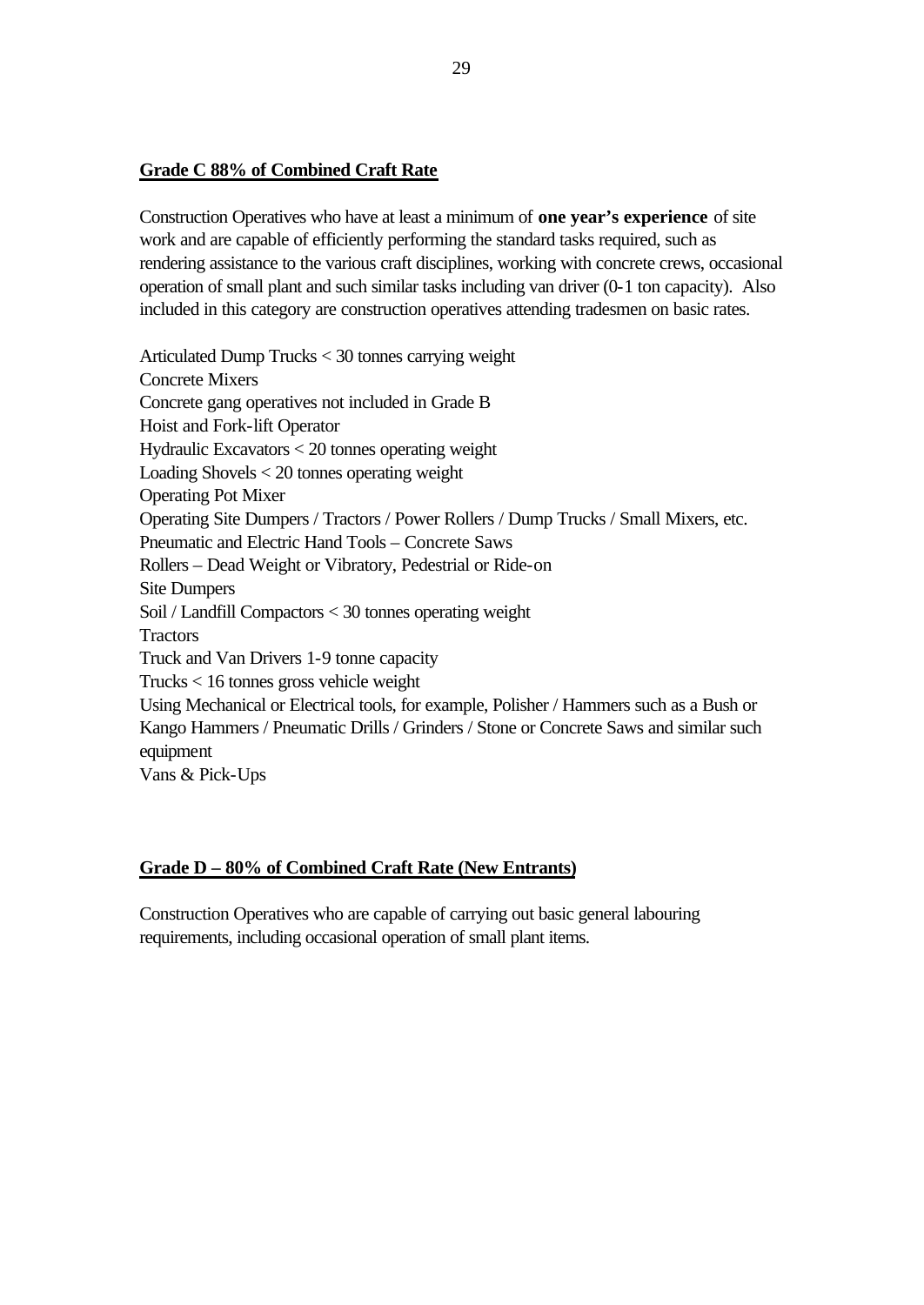**Grade C 88% of Combined Craft Rate**

Construction Operatives who have at least a minimum of **one year's experience** of site work and are capable of efficiently performing the standard tasks required, such as rendering assistance to the various craft disciplines, working with concrete crews, occasional operation of small plant and such similar tasks including van driver (0-1 ton capacity). Also included in this category are construction operatives attending tradesmen on basic rates.

Articulated Dump Trucks < 30 tonnes carrying weight
Concrete Mixers
Concrete gang operatives not included in Grade B
Hoist and Fork-lift Operator
Hydraulic Excavators < 20 tonnes operating weight
Loading Shovels < 20 tonnes operating weight
Operating Pot Mixer
Operating Site Dumpers / Tractors / Power Rollers / Dump Trucks / Small Mixers, etc.
Pneumatic and Electric Hand Tools – Concrete Saws
Rollers – Dead Weight or Vibratory, Pedestrian or Ride-on
Site Dumpers
Soil / Landfill Compactors < 30 tonnes operating weight
Tractors
Truck and Van Drivers 1-9 tonne capacity
Trucks < 16 tonnes gross vehicle weight
Using Mechanical or Electrical tools, for example, Polisher / Hammers such as a Bush or Kango Hammers / Pneumatic Drills / Grinders / Stone or Concrete Saws and similar such equipment
Vans & Pick-Ups

**Grade D – 80% of Combined Craft Rate (New Entrants)**

Construction Operatives who are capable of carrying out basic general labouring requirements, including occasional operation of small plant items.